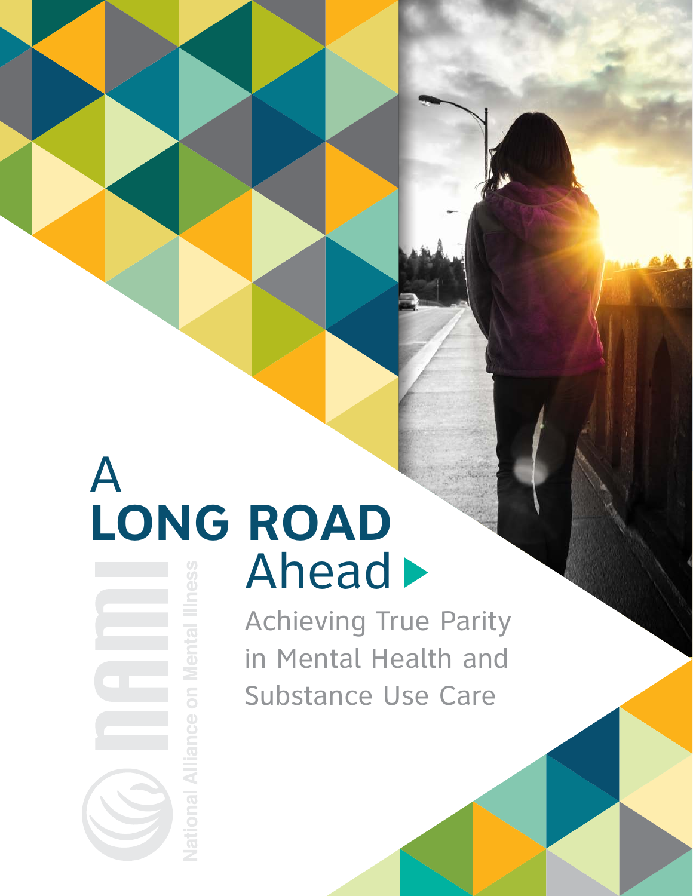# A LONG ROAD Ahead

## Achieving True Parity in Mental Health and Substance Use Care

nami National Alliance on Mental Illness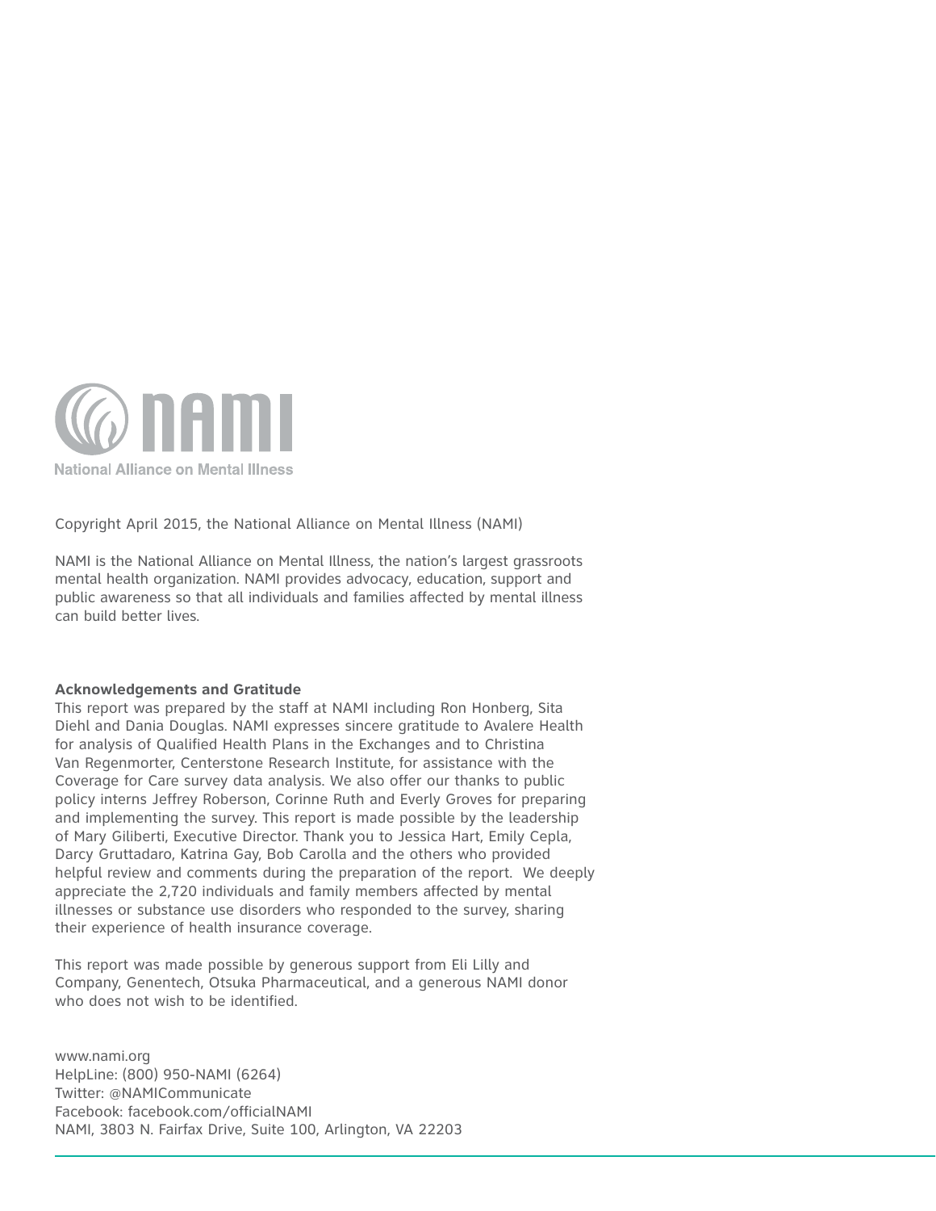NAMI

National Alliance on Mental Illness

Copyright April 2015, the National Alliance on Mental Illness (NAMI)

NAMI is the National Alliance on Mental Illness, the nation's largest grassroots mental health organization. NAMI provides advocacy, education, support and public awareness so that all individuals and families affected by mental illness can build better lives.

**Acknowledgements and Gratitude**

This report was prepared by the staff at NAMI including Ron Honberg, Sita Diehl and Dania Douglas. NAMI expresses sincere gratitude to Avalere Health for analysis of Qualified Health Plans in the Exchanges and to Christina Van Regenmorter, Centerstone Research Institute, for assistance with the Coverage for Care survey data analysis. We also offer our thanks to public policy interns Jeffrey Roberson, Corinne Ruth and Everly Groves for preparing and implementing the survey. This report is made possible by the leadership of Mary Giliberti, Executive Director. Thank you to Jessica Hart, Emily Cepla, Darcy Gruttadaro, Katrina Gay, Bob Carolla and the others who provided helpful review and comments during the preparation of the report. We deeply appreciate the 2,720 individuals and family members affected by mental illnesses or substance use disorders who responded to the survey, sharing their experience of health insurance coverage.

This report was made possible by generous support from Eli Lilly and Company, Genentech, Otsuka Pharmaceutical, and a generous NAMI donor who does not wish to be identified.

www.nami.org
HelpLine: (800) 950-NAMI (6264)
Twitter: @NAMICommunicate
Facebook: facebook.com/officialNAMI
NAMI, 3803 N. Fairfax Drive, Suite 100, Arlington, VA 22203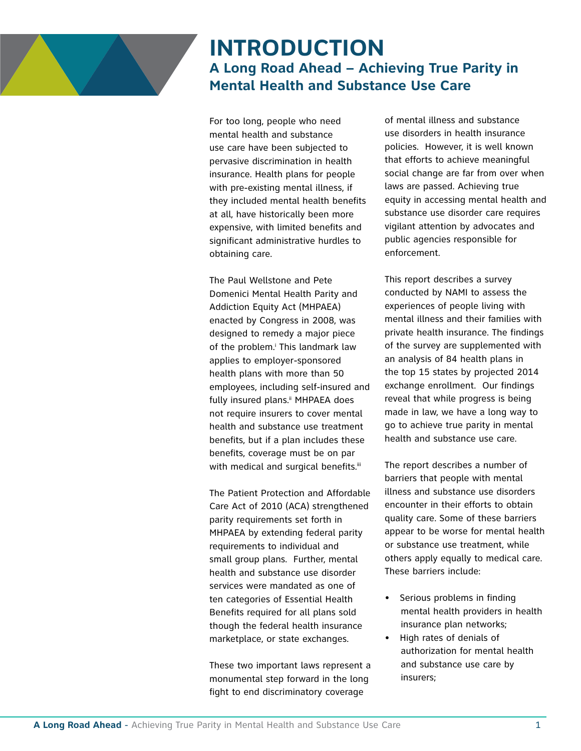# INTRODUCTION

## A Long Road Ahead – Achieving True Parity in Mental Health and Substance Use Care

For too long, people who need mental health and substance use care have been subjected to pervasive discrimination in health insurance. Health plans for people with pre-existing mental illness, if they included mental health benefits at all, have historically been more expensive, with limited benefits and significant administrative hurdles to obtaining care.

The Paul Wellstone and Pete Domenici Mental Health Parity and Addiction Equity Act (MHPAEA) enacted by Congress in 2008, was designed to remedy a major piece of the problem.[i] This landmark law applies to employer-sponsored health plans with more than 50 employees, including self-insured and fully insured plans.[ii] MHPAEA does not require insurers to cover mental health and substance use treatment benefits, but if a plan includes these benefits, coverage must be on par with medical and surgical benefits.[iii]

The Patient Protection and Affordable Care Act of 2010 (ACA) strengthened parity requirements set forth in MHPAEA by extending federal parity requirements to individual and small group plans. Further, mental health and substance use disorder services were mandated as one of ten categories of Essential Health Benefits required for all plans sold though the federal health insurance marketplace, or state exchanges.

These two important laws represent a monumental step forward in the long fight to end discriminatory coverage of mental illness and substance use disorders in health insurance policies. However, it is well known that efforts to achieve meaningful social change are far from over when laws are passed. Achieving true equity in accessing mental health and substance use disorder care requires vigilant attention by advocates and public agencies responsible for enforcement.

This report describes a survey conducted by NAMI to assess the experiences of people living with mental illness and their families with private health insurance. The findings of the survey are supplemented with an analysis of 84 health plans in the top 15 states by projected 2014 exchange enrollment. Our findings reveal that while progress is being made in law, we have a long way to go to achieve true parity in mental health and substance use care.

The report describes a number of barriers that people with mental illness and substance use disorders encounter in their efforts to obtain quality care. Some of these barriers appear to be worse for mental health or substance use treatment, while others apply equally to medical care. These barriers include:

- Serious problems in finding mental health providers in health insurance plan networks;
- High rates of denials of authorization for mental health and substance use care by insurers;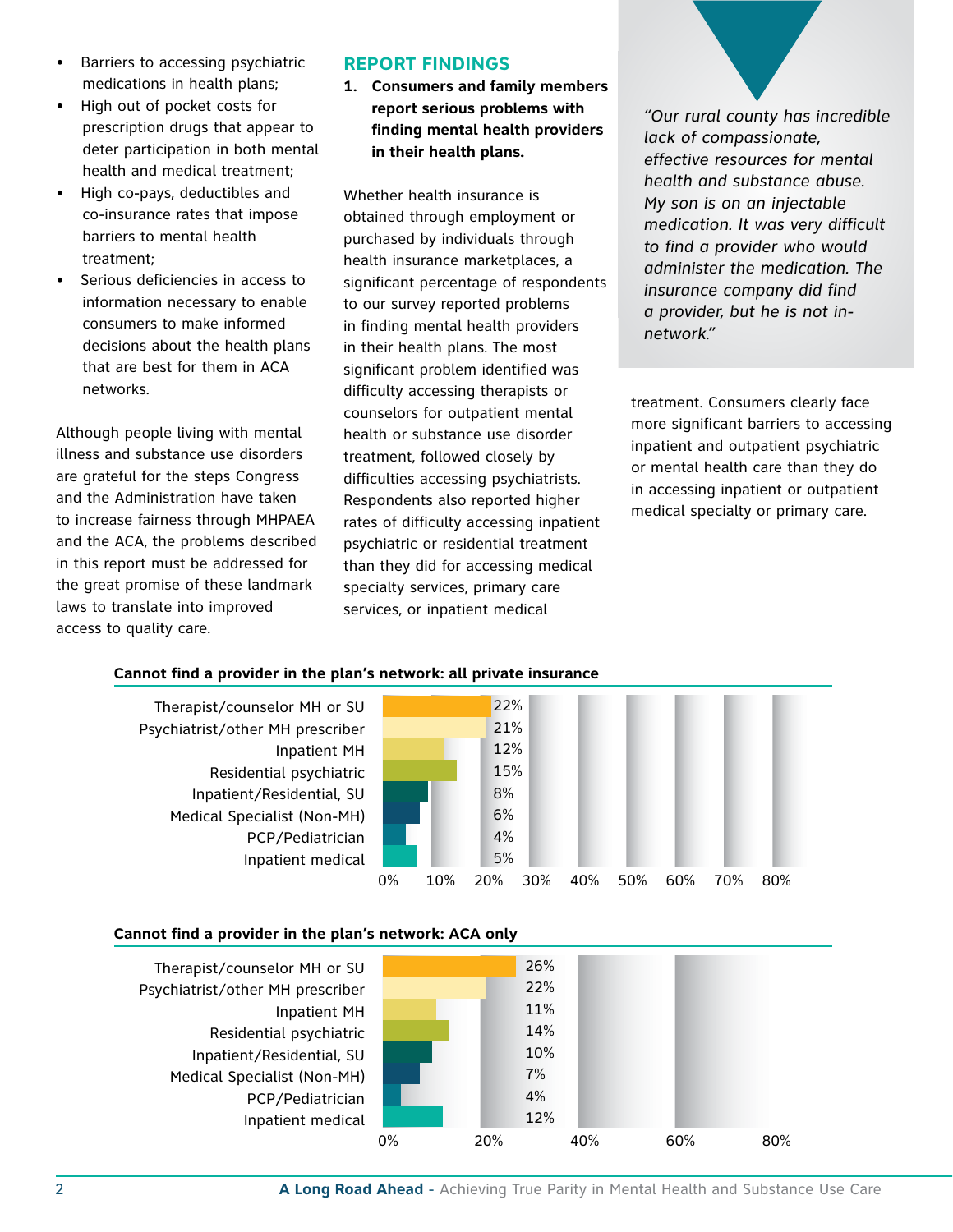- Barriers to accessing psychiatric medications in health plans;
- High out of pocket costs for prescription drugs that appear to deter participation in both mental health and medical treatment;
- High co-pays, deductibles and co-insurance rates that impose barriers to mental health treatment;
- Serious deficiencies in access to information necessary to enable consumers to make informed decisions about the health plans that are best for them in ACA networks.

Although people living with mental illness and substance use disorders are grateful for the steps Congress and the Administration have taken to increase fairness through MHPAEA and the ACA, the problems described in this report must be addressed for the great promise of these landmark laws to translate into improved access to quality care.

## REPORT FINDINGS

**1. Consumers and family members report serious problems with finding mental health providers in their health plans.**

Whether health insurance is obtained through employment or purchased by individuals through health insurance marketplaces, a significant percentage of respondents to our survey reported problems in finding mental health providers in their health plans. The most significant problem identified was difficulty accessing therapists or counselors for outpatient mental health or substance use disorder treatment, followed closely by difficulties accessing psychiatrists. Respondents also reported higher rates of difficulty accessing inpatient psychiatric or residential treatment than they did for accessing medical specialty services, primary care services, or inpatient medical treatment. Consumers clearly face more significant barriers to accessing inpatient and outpatient psychiatric or mental health care than they do in accessing inpatient or outpatient medical specialty or primary care.

> *"Our rural county has incredible lack of compassionate, effective resources for mental health and substance abuse. My son is on an injectable medication. It was very difficult to find a provider who would administer the medication. The insurance company did find a provider, but he is not in-network."*

**Cannot find a provider in the plan's network: all private insurance**

| Provider type | Percent |
|---|---|
| Therapist/counselor MH or SU | 22% |
| Psychiatrist/other MH prescriber | 21% |
| Inpatient MH | 12% |
| Residential psychiatric | 15% |
| Inpatient/Residential, SU | 8% |
| Medical Specialist (Non-MH) | 6% |
| PCP/Pediatrician | 4% |
| Inpatient medical | 5% |

**Cannot find a provider in the plan's network: ACA only**

| Provider type | Percent |
|---|---|
| Therapist/counselor MH or SU | 26% |
| Psychiatrist/other MH prescriber | 22% |
| Inpatient MH | 11% |
| Residential psychiatric | 14% |
| Inpatient/Residential, SU | 10% |
| Medical Specialist (Non-MH) | 7% |
| PCP/Pediatrician | 4% |
| Inpatient medical | 12% |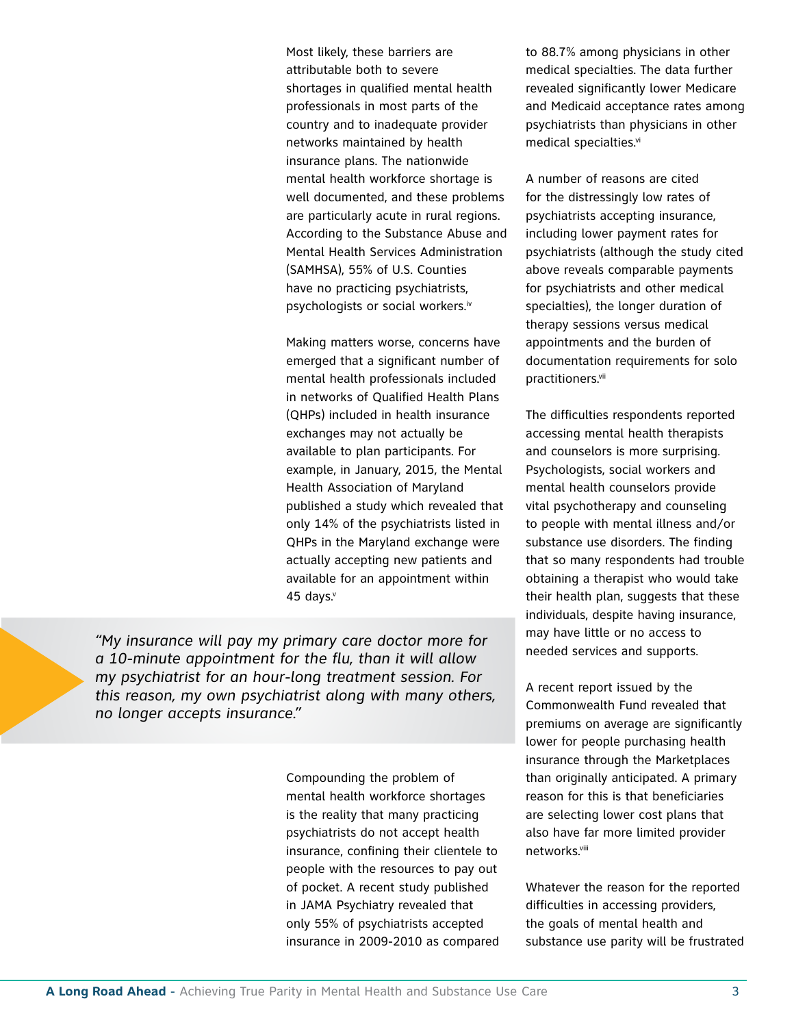Most likely, these barriers are attributable both to severe shortages in qualified mental health professionals in most parts of the country and to inadequate provider networks maintained by health insurance plans. The nationwide mental health workforce shortage is well documented, and these problems are particularly acute in rural regions. According to the Substance Abuse and Mental Health Services Administration (SAMHSA), 55% of U.S. Counties have no practicing psychiatrists, psychologists or social workers.[iv]

Making matters worse, concerns have emerged that a significant number of mental health professionals included in networks of Qualified Health Plans (QHPs) included in health insurance exchanges may not actually be available to plan participants. For example, in January, 2015, the Mental Health Association of Maryland published a study which revealed that only 14% of the psychiatrists listed in QHPs in the Maryland exchange were actually accepting new patients and available for an appointment within 45 days.[v]

> *"My insurance will pay my primary care doctor more for a 10-minute appointment for the flu, than it will allow my psychiatrist for an hour-long treatment session. For this reason, my own psychiatrist along with many others, no longer accepts insurance."*

Compounding the problem of mental health workforce shortages is the reality that many practicing psychiatrists do not accept health insurance, confining their clientele to people with the resources to pay out of pocket. A recent study published in JAMA Psychiatry revealed that only 55% of psychiatrists accepted insurance in 2009-2010 as compared to 88.7% among physicians in other medical specialties. The data further revealed significantly lower Medicare and Medicaid acceptance rates among psychiatrists than physicians in other medical specialties.[vi]

A number of reasons are cited for the distressingly low rates of psychiatrists accepting insurance, including lower payment rates for psychiatrists (although the study cited above reveals comparable payments for psychiatrists and other medical specialties), the longer duration of therapy sessions versus medical appointments and the burden of documentation requirements for solo practitioners.[vii]

The difficulties respondents reported accessing mental health therapists and counselors is more surprising. Psychologists, social workers and mental health counselors provide vital psychotherapy and counseling to people with mental illness and/or substance use disorders. The finding that so many respondents had trouble obtaining a therapist who would take their health plan, suggests that these individuals, despite having insurance, may have little or no access to needed services and supports.

A recent report issued by the Commonwealth Fund revealed that premiums on average are significantly lower for people purchasing health insurance through the Marketplaces than originally anticipated. A primary reason for this is that beneficiaries are selecting lower cost plans that also have far more limited provider networks.[viii]

Whatever the reason for the reported difficulties in accessing providers, the goals of mental health and substance use parity will be frustrated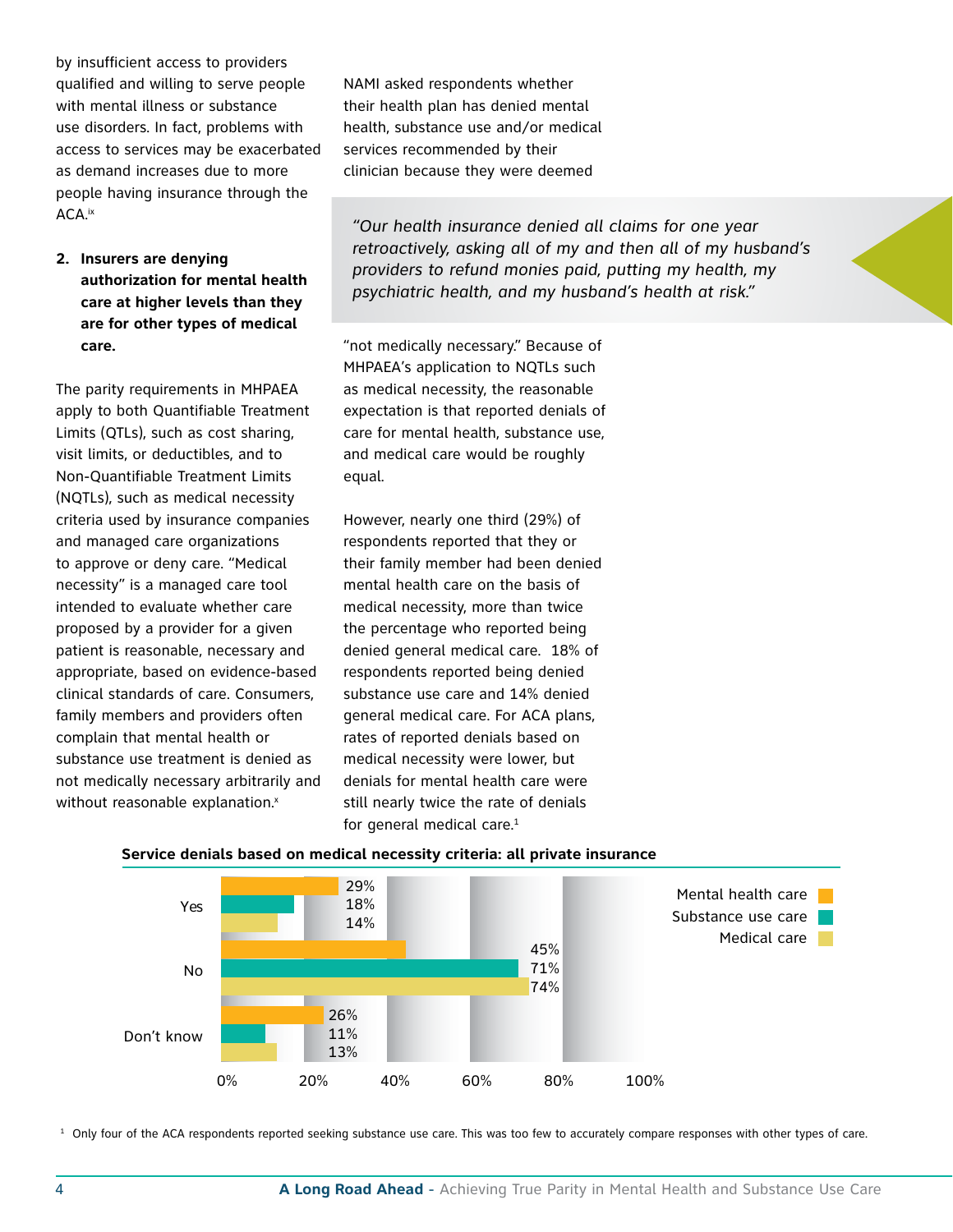by insufficient access to providers qualified and willing to serve people with mental illness or substance use disorders. In fact, problems with access to services may be exacerbated as demand increases due to more people having insurance through the ACA.[ix]

2. **Insurers are denying authorization for mental health care at higher levels than they are for other types of medical care.**

The parity requirements in MHPAEA apply to both Quantifiable Treatment Limits (QTLs), such as cost sharing, visit limits, or deductibles, and to Non-Quantifiable Treatment Limits (NQTLs), such as medical necessity criteria used by insurance companies and managed care organizations to approve or deny care. "Medical necessity" is a managed care tool intended to evaluate whether care proposed by a provider for a given patient is reasonable, necessary and appropriate, based on evidence-based clinical standards of care. Consumers, family members and providers often complain that mental health or substance use treatment is denied as not medically necessary arbitrarily and without reasonable explanation.[x]

NAMI asked respondents whether their health plan has denied mental health, substance use and/or medical services recommended by their clinician because they were deemed "not medically necessary." Because of MHPAEA's application to NQTLs such as medical necessity, the reasonable expectation is that reported denials of care for mental health, substance use, and medical care would be roughly equal.

> *"Our health insurance denied all claims for one year retroactively, asking all of my and then all of my husband's providers to refund monies paid, putting my health, my psychiatric health, and my husband's health at risk."*

However, nearly one third (29%) of respondents reported that they or their family member had been denied mental health care on the basis of medical necessity, more than twice the percentage who reported being denied general medical care. 18% of respondents reported being denied substance use care and 14% denied general medical care. For ACA plans, rates of reported denials based on medical necessity were lower, but denials for mental health care were still nearly twice the rate of denials for general medical care.[1]

**Service denials based on medical necessity criteria: all private insurance**

| | Mental health care | Substance use care | Medical care |
|---|---|---|---|
| Yes | 29% | 18% | 14% |
| No | 45% | 71% | 74% |
| Don't know | 26% | 11% | 13% |

[1] Only four of the ACA respondents reported seeking substance use care. This was too few to accurately compare responses with other types of care.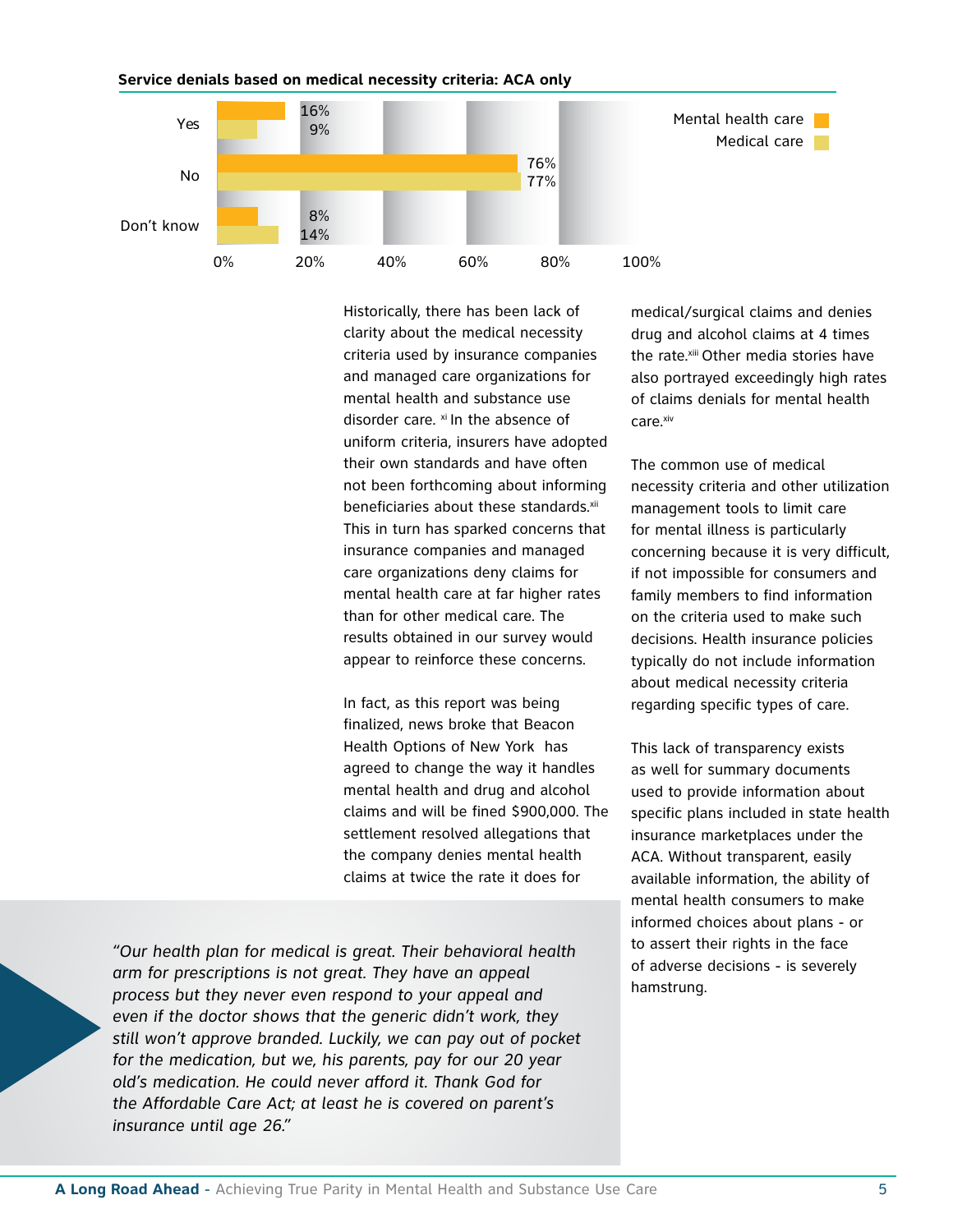**Service denials based on medical necessity criteria: ACA only**

| | Mental health care | Medical care |
|---|---|---|
| Yes | 16% | 9% |
| No | 76% | 77% |
| Don't know | 8% | 14% |

Historically, there has been lack of clarity about the medical necessity criteria used by insurance companies and managed care organizations for mental health and substance use disorder care. [xi] In the absence of uniform criteria, insurers have adopted their own standards and have often not been forthcoming about informing beneficiaries about these standards.[xii] This in turn has sparked concerns that insurance companies and managed care organizations deny claims for mental health care at far higher rates than for other medical care. The results obtained in our survey would appear to reinforce these concerns.

In fact, as this report was being finalized, news broke that Beacon Health Options of New York has agreed to change the way it handles mental health and drug and alcohol claims and will be fined $900,000. The settlement resolved allegations that the company denies mental health claims at twice the rate it does for medical/surgical claims and denies drug and alcohol claims at 4 times the rate.[xiii] Other media stories have also portrayed exceedingly high rates of claims denials for mental health care.[xiv]

The common use of medical necessity criteria and other utilization management tools to limit care for mental illness is particularly concerning because it is very difficult, if not impossible for consumers and family members to find information on the criteria used to make such decisions. Health insurance policies typically do not include information about medical necessity criteria regarding specific types of care.

This lack of transparency exists as well for summary documents used to provide information about specific plans included in state health insurance marketplaces under the ACA. Without transparent, easily available information, the ability of mental health consumers to make informed choices about plans - or to assert their rights in the face of adverse decisions - is severely hamstrung.

*"Our health plan for medical is great. Their behavioral health arm for prescriptions is not great. They have an appeal process but they never even respond to your appeal and even if the doctor shows that the generic didn't work, they still won't approve branded. Luckily, we can pay out of pocket for the medication, but we, his parents, pay for our 20 year old's medication. He could never afford it. Thank God for the Affordable Care Act; at least he is covered on parent's insurance until age 26."*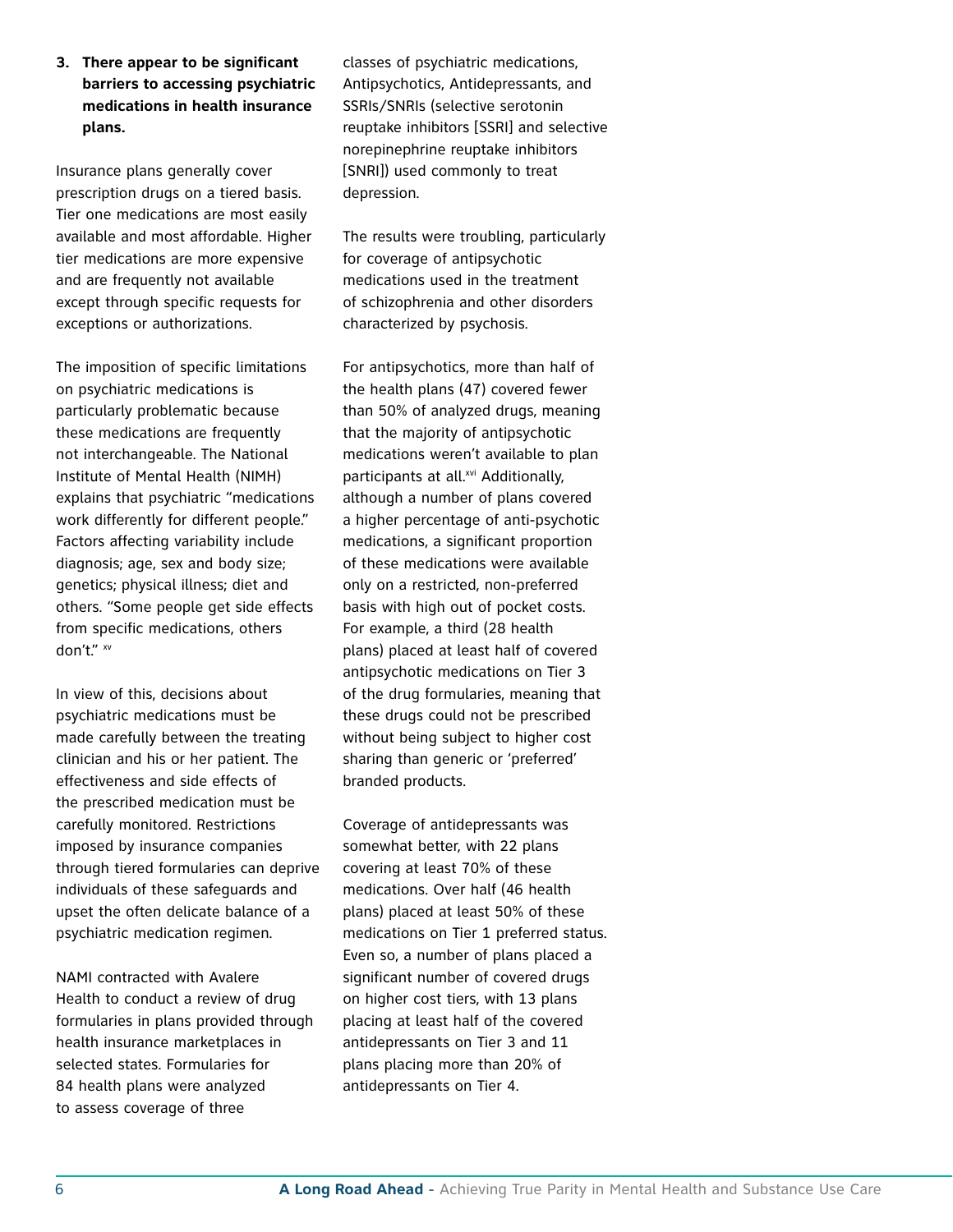**3. There appear to be significant barriers to accessing psychiatric medications in health insurance plans.**

Insurance plans generally cover prescription drugs on a tiered basis. Tier one medications are most easily available and most affordable. Higher tier medications are more expensive and are frequently not available except through specific requests for exceptions or authorizations.

The imposition of specific limitations on psychiatric medications is particularly problematic because these medications are frequently not interchangeable. The National Institute of Mental Health (NIMH) explains that psychiatric "medications work differently for different people." Factors affecting variability include diagnosis; age, sex and body size; genetics; physical illness; diet and others. "Some people get side effects from specific medications, others don't." [xv]

In view of this, decisions about psychiatric medications must be made carefully between the treating clinician and his or her patient. The effectiveness and side effects of the prescribed medication must be carefully monitored. Restrictions imposed by insurance companies through tiered formularies can deprive individuals of these safeguards and upset the often delicate balance of a psychiatric medication regimen.

NAMI contracted with Avalere Health to conduct a review of drug formularies in plans provided through health insurance marketplaces in selected states. Formularies for 84 health plans were analyzed to assess coverage of three classes of psychiatric medications, Antipsychotics, Antidepressants, and SSRIs/SNRIs (selective serotonin reuptake inhibitors [SSRI] and selective norepinephrine reuptake inhibitors [SNRI]) used commonly to treat depression.

The results were troubling, particularly for coverage of antipsychotic medications used in the treatment of schizophrenia and other disorders characterized by psychosis.

For antipsychotics, more than half of the health plans (47) covered fewer than 50% of analyzed drugs, meaning that the majority of antipsychotic medications weren't available to plan participants at all.[xvi] Additionally, although a number of plans covered a higher percentage of anti-psychotic medications, a significant proportion of these medications were available only on a restricted, non-preferred basis with high out of pocket costs. For example, a third (28 health plans) placed at least half of covered antipsychotic medications on Tier 3 of the drug formularies, meaning that these drugs could not be prescribed without being subject to higher cost sharing than generic or 'preferred' branded products.

Coverage of antidepressants was somewhat better, with 22 plans covering at least 70% of these medications. Over half (46 health plans) placed at least 50% of these medications on Tier 1 preferred status. Even so, a number of plans placed a significant number of covered drugs on higher cost tiers, with 13 plans placing at least half of the covered antidepressants on Tier 3 and 11 plans placing more than 20% of antidepressants on Tier 4.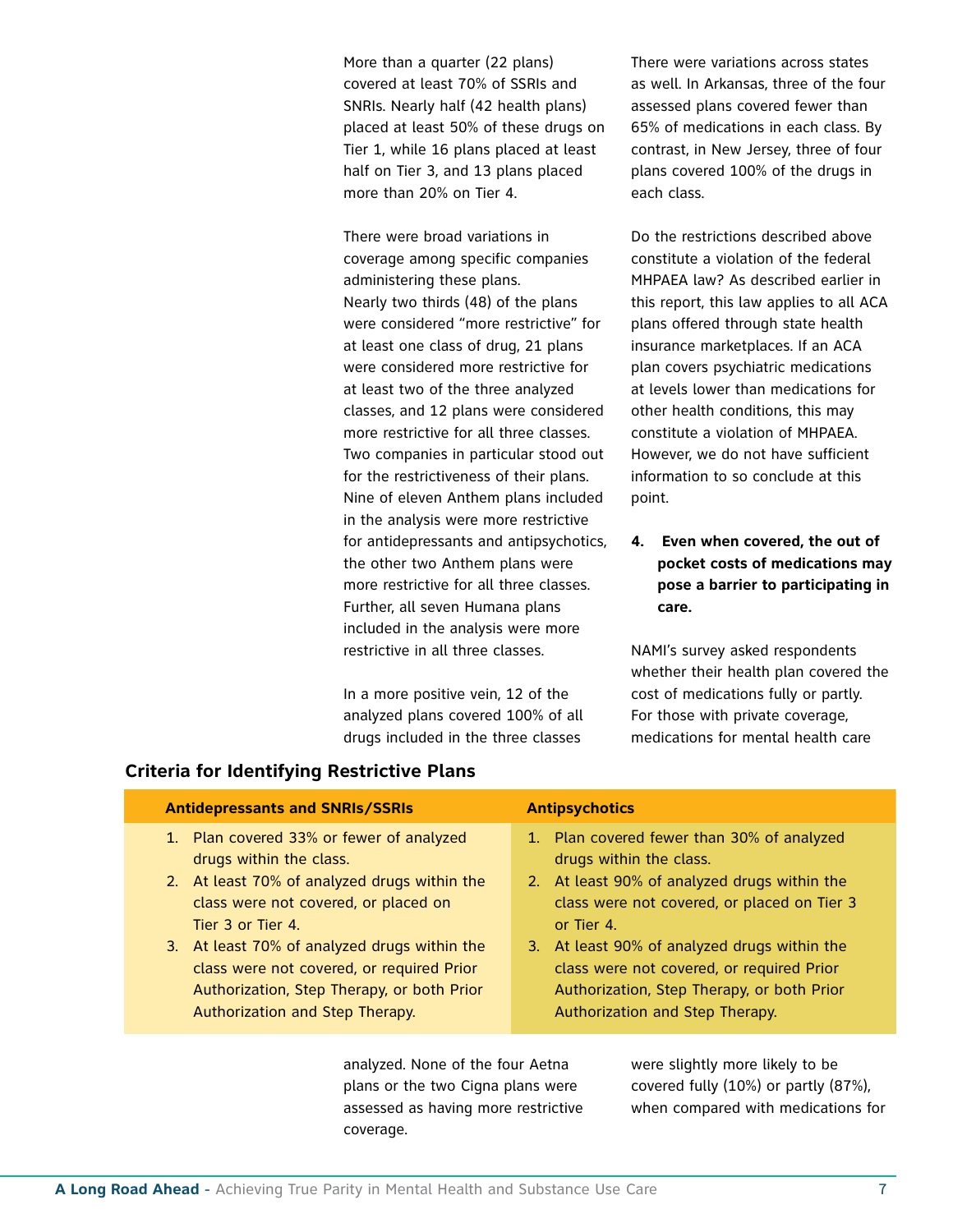More than a quarter (22 plans) covered at least 70% of SSRIs and SNRIs. Nearly half (42 health plans) placed at least 50% of these drugs on Tier 1, while 16 plans placed at least half on Tier 3, and 13 plans placed more than 20% on Tier 4.

There were broad variations in coverage among specific companies administering these plans. Nearly two thirds (48) of the plans were considered "more restrictive" for at least one class of drug, 21 plans were considered more restrictive for at least two of the three analyzed classes, and 12 plans were considered more restrictive for all three classes. Two companies in particular stood out for the restrictiveness of their plans. Nine of eleven Anthem plans included in the analysis were more restrictive for antidepressants and antipsychotics, the other two Anthem plans were more restrictive for all three classes. Further, all seven Humana plans included in the analysis were more restrictive in all three classes.

In a more positive vein, 12 of the analyzed plans covered 100% of all drugs included in the three classes analyzed. None of the four Aetna plans or the two Cigna plans were assessed as having more restrictive coverage.

There were variations across states as well. In Arkansas, three of the four assessed plans covered fewer than 65% of medications in each class. By contrast, in New Jersey, three of four plans covered 100% of the drugs in each class.

Do the restrictions described above constitute a violation of the federal MHPAEA law? As described earlier in this report, this law applies to all ACA plans offered through state health insurance marketplaces. If an ACA plan covers psychiatric medications at levels lower than medications for other health conditions, this may constitute a violation of MHPAEA. However, we do not have sufficient information to so conclude at this point.

### 4. Even when covered, the out of pocket costs of medications may pose a barrier to participating in care.

NAMI's survey asked respondents whether their health plan covered the cost of medications fully or partly. For those with private coverage, medications for mental health care were slightly more likely to be covered fully (10%) or partly (87%), when compared with medications for

### Criteria for Identifying Restrictive Plans

| Antidepressants and SNRIs/SSRIs | Antipsychotics |
| --- | --- |
| 1. Plan covered 33% or fewer of analyzed drugs within the class. | 1. Plan covered fewer than 30% of analyzed drugs within the class. |
| 2. At least 70% of analyzed drugs within the class were not covered, or placed on Tier 3 or Tier 4. | 2. At least 90% of analyzed drugs within the class were not covered, or placed on Tier 3 or Tier 4. |
| 3. At least 70% of analyzed drugs within the class were not covered, or required Prior Authorization, Step Therapy, or both Prior Authorization and Step Therapy. | 3. At least 90% of analyzed drugs within the class were not covered, or required Prior Authorization, Step Therapy, or both Prior Authorization and Step Therapy. |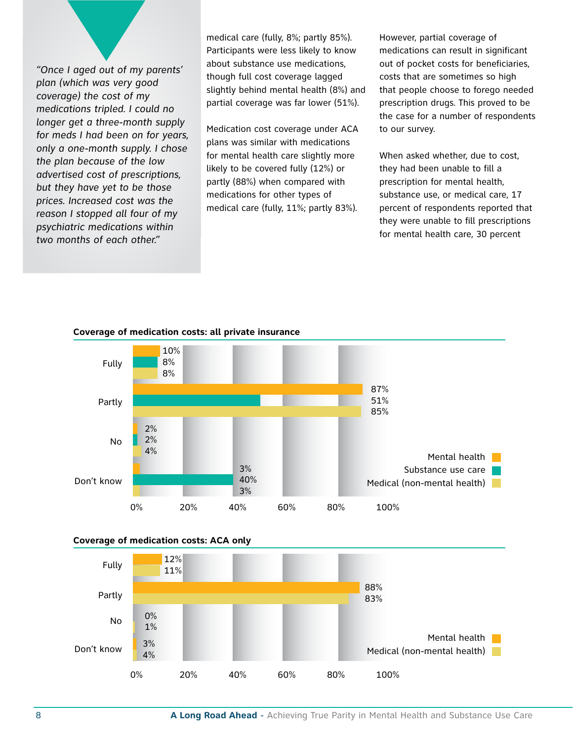> *"Once I aged out of my parents' plan (which was very good coverage) the cost of my medications tripled. I could no longer get a three-month supply for meds I had been on for years, only a one-month supply. I chose the plan because of the low advertised cost of prescriptions, but they have yet to be those prices. Increased cost was the reason I stopped all four of my psychiatric medications within two months of each other."*

medical care (fully, 8%; partly 85%). Participants were less likely to know about substance use medications, though full cost coverage lagged slightly behind mental health (8%) and partial coverage was far lower (51%).

Medication cost coverage under ACA plans was similar with medications for mental health care slightly more likely to be covered fully (12%) or partly (88%) when compared with medications for other types of medical care (fully, 11%; partly 83%).

However, partial coverage of medications can result in significant out of pocket costs for beneficiaries, costs that are sometimes so high that people choose to forego needed prescription drugs. This proved to be the case for a number of respondents to our survey.

When asked whether, due to cost, they had been unable to fill a prescription for mental health, substance use, or medical care, 17 percent of respondents reported that they were unable to fill prescriptions for mental health care, 30 percent

**Coverage of medication costs: all private insurance**

| | Mental health | Substance use care | Medical (non-mental health) |
|---|---|---|---|
| Fully | 10% | 8% | 8% |
| Partly | 87% | 51% | 85% |
| No | 2% | 2% | 4% |
| Don't know | 3% | 40% | 3% |

**Coverage of medication costs: ACA only**

| | Mental health | Medical (non-mental health) |
|---|---|---|
| Fully | 12% | 11% |
| Partly | 88% | 83% |
| No | 0% | 1% |
| Don't know | 3% | 4% |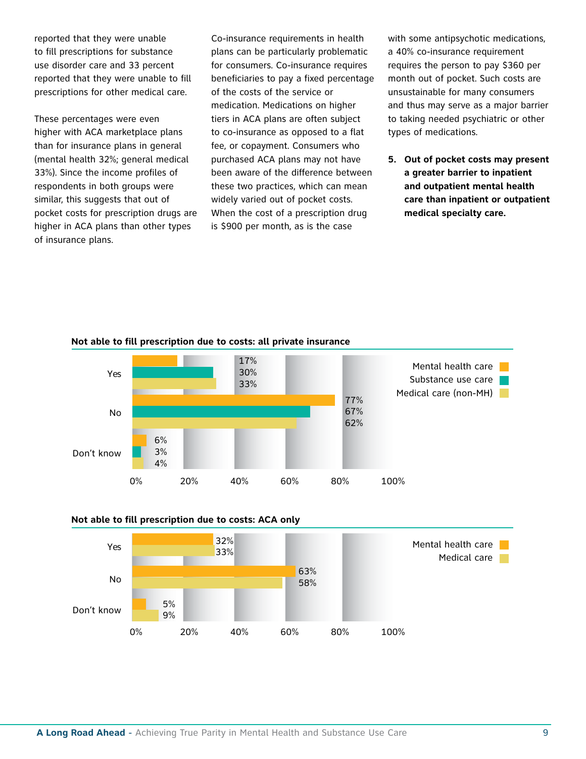reported that they were unable to fill prescriptions for substance use disorder care and 33 percent reported that they were unable to fill prescriptions for other medical care.

These percentages were even higher with ACA marketplace plans than for insurance plans in general (mental health 32%; general medical 33%). Since the income profiles of respondents in both groups were similar, this suggests that out of pocket costs for prescription drugs are higher in ACA plans than other types of insurance plans.

Co-insurance requirements in health plans can be particularly problematic for consumers. Co-insurance requires beneficiaries to pay a fixed percentage of the costs of the service or medication. Medications on higher tiers in ACA plans are often subject to co-insurance as opposed to a flat fee, or copayment. Consumers who purchased ACA plans may not have been aware of the difference between these two practices, which can mean widely varied out of pocket costs. When the cost of a prescription drug is $900 per month, as is the case with some antipsychotic medications, a 40% co-insurance requirement requires the person to pay $360 per month out of pocket. Such costs are unsustainable for many consumers and thus may serve as a major barrier to taking needed psychiatric or other types of medications.

**5. Out of pocket costs may present a greater barrier to inpatient and outpatient mental health care than inpatient or outpatient medical specialty care.**

**Not able to fill prescription due to costs: all private insurance**

| | Mental health care | Substance use care | Medical care (non-MH) |
|---|---|---|---|
| Yes | 17% | 30% | 33% |
| No | 77% | 67% | 62% |
| Don't know | 6% | 3% | 4% |

**Not able to fill prescription due to costs: ACA only**

| | Mental health care | Medical care |
|---|---|---|
| Yes | 32% | 33% |
| No | 63% | 58% |
| Don't know | 5% | 9% |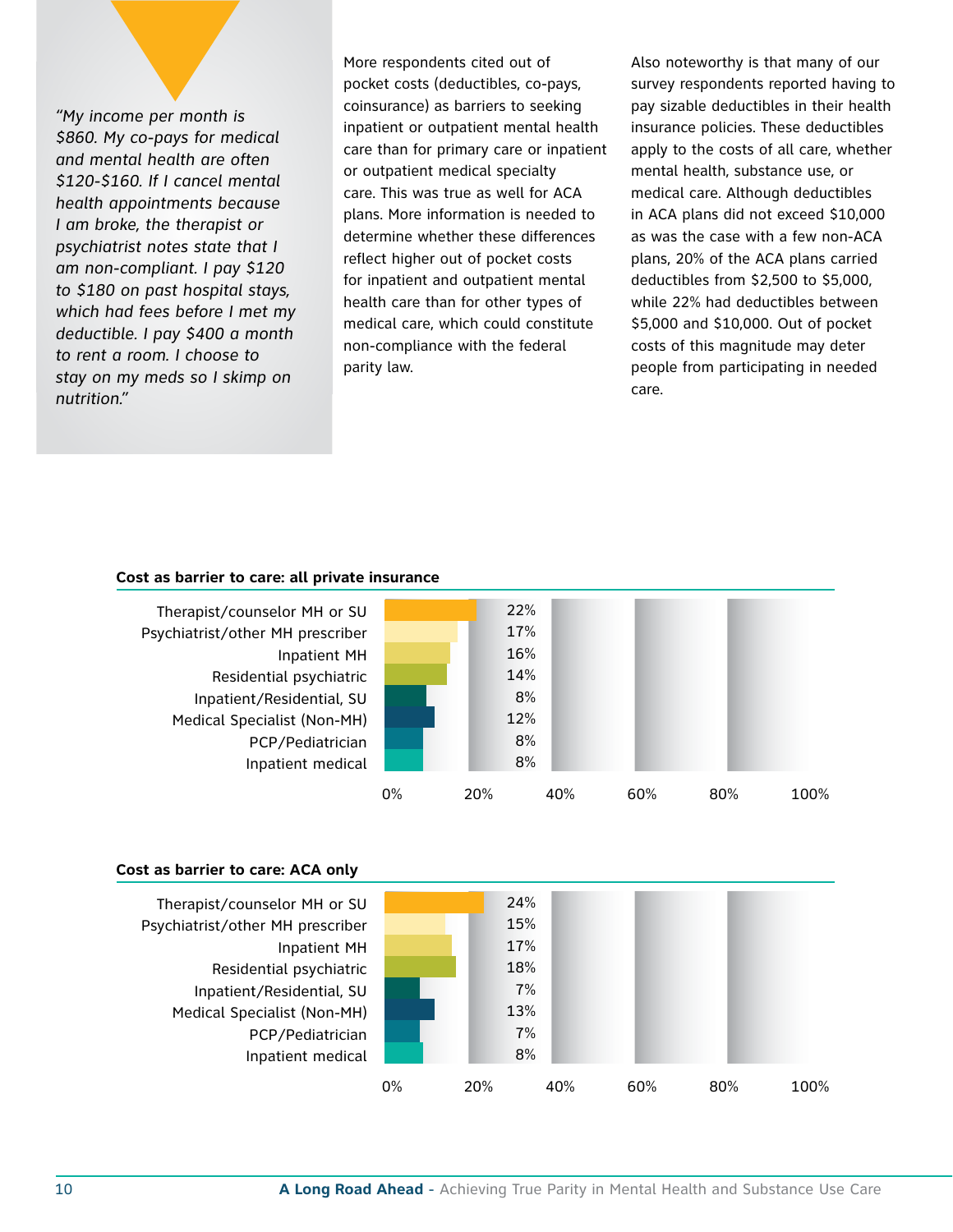*"My income per month is $860. My co-pays for medical and mental health are often $120-$160. If I cancel mental health appointments because I am broke, the therapist or psychiatrist notes state that I am non-compliant. I pay $120 to $180 on past hospital stays, which had fees before I met my deductible. I pay $400 a month to rent a room. I choose to stay on my meds so I skimp on nutrition."*

More respondents cited out of pocket costs (deductibles, co-pays, coinsurance) as barriers to seeking inpatient or outpatient mental health care than for primary care or inpatient or outpatient medical specialty care. This was true as well for ACA plans. More information is needed to determine whether these differences reflect higher out of pocket costs for inpatient and outpatient mental health care than for other types of medical care, which could constitute non-compliance with the federal parity law.

Also noteworthy is that many of our survey respondents reported having to pay sizable deductibles in their health insurance policies. These deductibles apply to the costs of all care, whether mental health, substance use, or medical care. Although deductibles in ACA plans did not exceed $10,000 as was the case with a few non-ACA plans, 20% of the ACA plans carried deductibles from $2,500 to $5,000, while 22% had deductibles between $5,000 and $10,000. Out of pocket costs of this magnitude may deter people from participating in needed care.

**Cost as barrier to care: all private insurance**

| Type of care | Percent |
|---|---|
| Therapist/counselor MH or SU | 22% |
| Psychiatrist/other MH prescriber | 17% |
| Inpatient MH | 16% |
| Residential psychiatric | 14% |
| Inpatient/Residential, SU | 8% |
| Medical Specialist (Non-MH) | 12% |
| PCP/Pediatrician | 8% |
| Inpatient medical | 8% |

**Cost as barrier to care: ACA only**

| Type of care | Percent |
|---|---|
| Therapist/counselor MH or SU | 24% |
| Psychiatrist/other MH prescriber | 15% |
| Inpatient MH | 17% |
| Residential psychiatric | 18% |
| Inpatient/Residential, SU | 7% |
| Medical Specialist (Non-MH) | 13% |
| PCP/Pediatrician | 7% |
| Inpatient medical | 8% |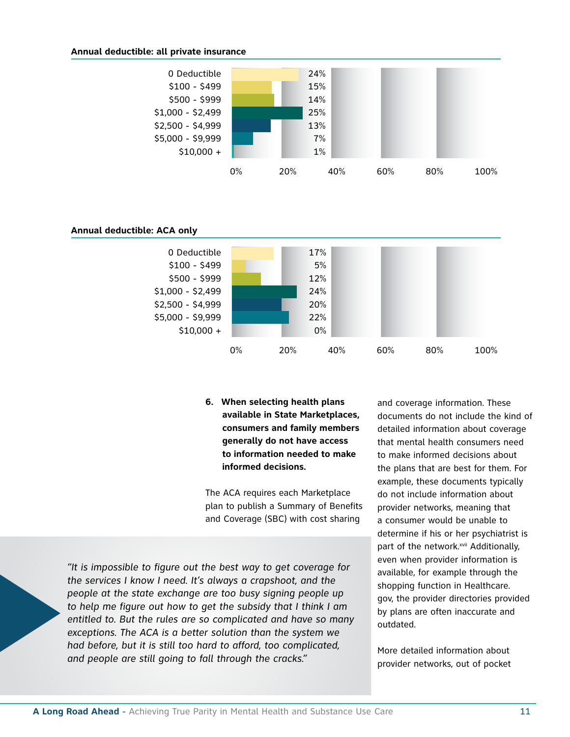**Annual deductible: all private insurance**

| Deductible | Percent |
|---|---|
| 0 Deductible | 24% |
| $100 - $499 | 15% |
| $500 - $999 | 14% |
| $1,000 - $2,499 | 25% |
| $2,500 - $4,999 | 13% |
| $5,000 - $9,999 | 7% |
| $10,000 + | 1% |

**Annual deductible: ACA only**

| Deductible | Percent |
|---|---|
| 0 Deductible | 17% |
| $100 - $499 | 5% |
| $500 - $999 | 12% |
| $1,000 - $2,499 | 24% |
| $2,500 - $4,999 | 20% |
| $5,000 - $9,999 | 22% |
| $10,000 + | 0% |

**6. When selecting health plans available in State Marketplaces, consumers and family members generally do not have access to information needed to make informed decisions.**

The ACA requires each Marketplace plan to publish a Summary of Benefits and Coverage (SBC) with cost sharing and coverage information. These documents do not include the kind of detailed information about coverage that mental health consumers need to make informed decisions about the plans that are best for them. For example, these documents typically do not include information about provider networks, meaning that a consumer would be unable to determine if his or her psychiatrist is part of the network.[xvii] Additionally, even when provider information is available, for example through the shopping function in Healthcare.gov, the provider directories provided by plans are often inaccurate and outdated.

*"It is impossible to figure out the best way to get coverage for the services I know I need. It's always a crapshoot, and the people at the state exchange are too busy signing people up to help me figure out how to get the subsidy that I think I am entitled to. But the rules are so complicated and have so many exceptions. The ACA is a better solution than the system we had before, but it is still too hard to afford, too complicated, and people are still going to fall through the cracks."*

More detailed information about provider networks, out of pocket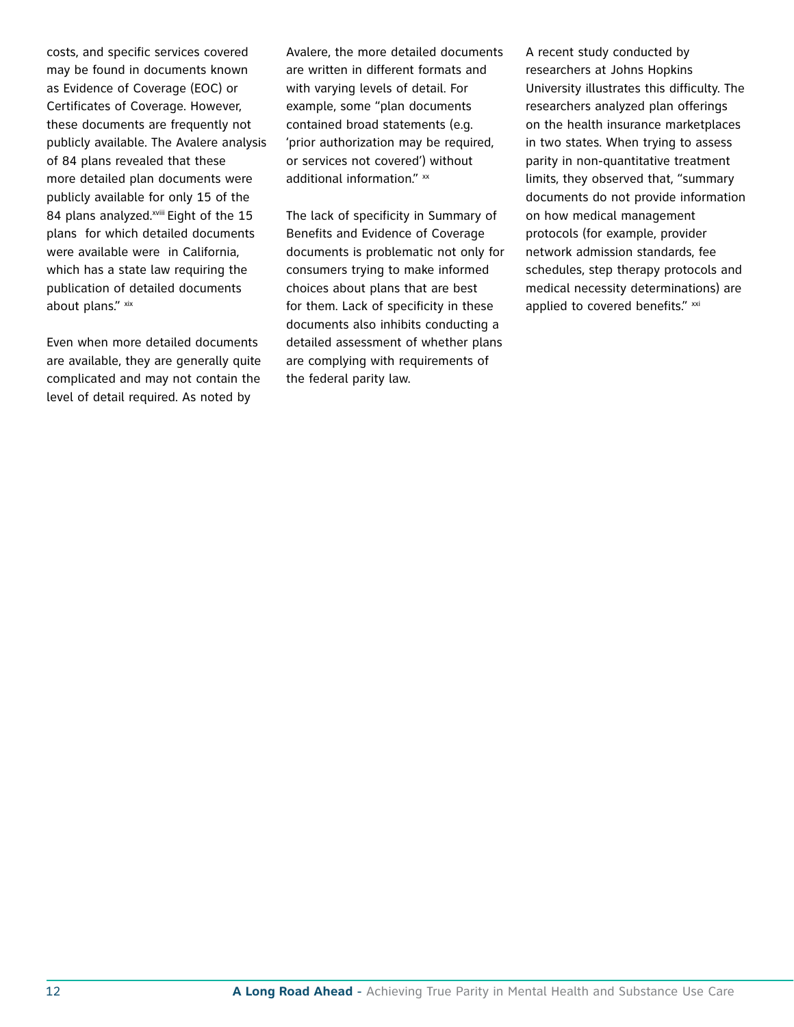costs, and specific services covered may be found in documents known as Evidence of Coverage (EOC) or Certificates of Coverage. However, these documents are frequently not publicly available. The Avalere analysis of 84 plans revealed that these more detailed plan documents were publicly available for only 15 of the 84 plans analyzed.[xviii] Eight of the 15 plans for which detailed documents were available were in California, which has a state law requiring the publication of detailed documents about plans." [xix]

Even when more detailed documents are available, they are generally quite complicated and may not contain the level of detail required. As noted by Avalere, the more detailed documents are written in different formats and with varying levels of detail. For example, some "plan documents contained broad statements (e.g. 'prior authorization may be required, or services not covered') without additional information." [xx]

The lack of specificity in Summary of Benefits and Evidence of Coverage documents is problematic not only for consumers trying to make informed choices about plans that are best for them. Lack of specificity in these documents also inhibits conducting a detailed assessment of whether plans are complying with requirements of the federal parity law.

A recent study conducted by researchers at Johns Hopkins University illustrates this difficulty. The researchers analyzed plan offerings on the health insurance marketplaces in two states. When trying to assess parity in non-quantitative treatment limits, they observed that, "summary documents do not provide information on how medical management protocols (for example, provider network admission standards, fee schedules, step therapy protocols and medical necessity determinations) are applied to covered benefits." [xxi]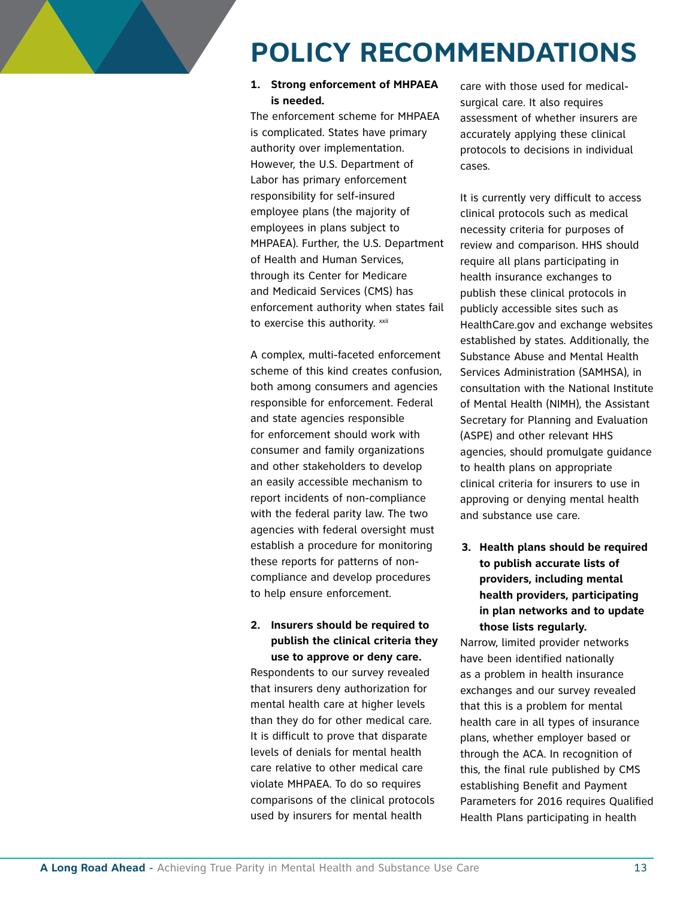# POLICY RECOMMENDATIONS

**1. Strong enforcement of MHPAEA is needed.**

The enforcement scheme for MHPAEA is complicated. States have primary authority over implementation. However, the U.S. Department of Labor has primary enforcement responsibility for self-insured employee plans (the majority of employees in plans subject to MHPAEA). Further, the U.S. Department of Health and Human Services, through its Center for Medicare and Medicaid Services (CMS) has enforcement authority when states fail to exercise this authority. [xxii]

A complex, multi-faceted enforcement scheme of this kind creates confusion, both among consumers and agencies responsible for enforcement. Federal and state agencies responsible for enforcement should work with consumer and family organizations and other stakeholders to develop an easily accessible mechanism to report incidents of non-compliance with the federal parity law. The two agencies with federal oversight must establish a procedure for monitoring these reports for patterns of non-compliance and develop procedures to help ensure enforcement.

**2. Insurers should be required to publish the clinical criteria they use to approve or deny care.**

Respondents to our survey revealed that insurers deny authorization for mental health care at higher levels than they do for other medical care. It is difficult to prove that disparate levels of denials for mental health care relative to other medical care violate MHPAEA. To do so requires comparisons of the clinical protocols used by insurers for mental health care with those used for medical-surgical care. It also requires assessment of whether insurers are accurately applying these clinical protocols to decisions in individual cases.

It is currently very difficult to access clinical protocols such as medical necessity criteria for purposes of review and comparison. HHS should require all plans participating in health insurance exchanges to publish these clinical protocols in publicly accessible sites such as HealthCare.gov and exchange websites established by states. Additionally, the Substance Abuse and Mental Health Services Administration (SAMHSA), in consultation with the National Institute of Mental Health (NIMH), the Assistant Secretary for Planning and Evaluation (ASPE) and other relevant HHS agencies, should promulgate guidance to health plans on appropriate clinical criteria for insurers to use in approving or denying mental health and substance use care.

**3. Health plans should be required to publish accurate lists of providers, including mental health providers, participating in plan networks and to update those lists regularly.**

Narrow, limited provider networks have been identified nationally as a problem in health insurance exchanges and our survey revealed that this is a problem for mental health care in all types of insurance plans, whether employer based or through the ACA. In recognition of this, the final rule published by CMS establishing Benefit and Payment Parameters for 2016 requires Qualified Health Plans participating in health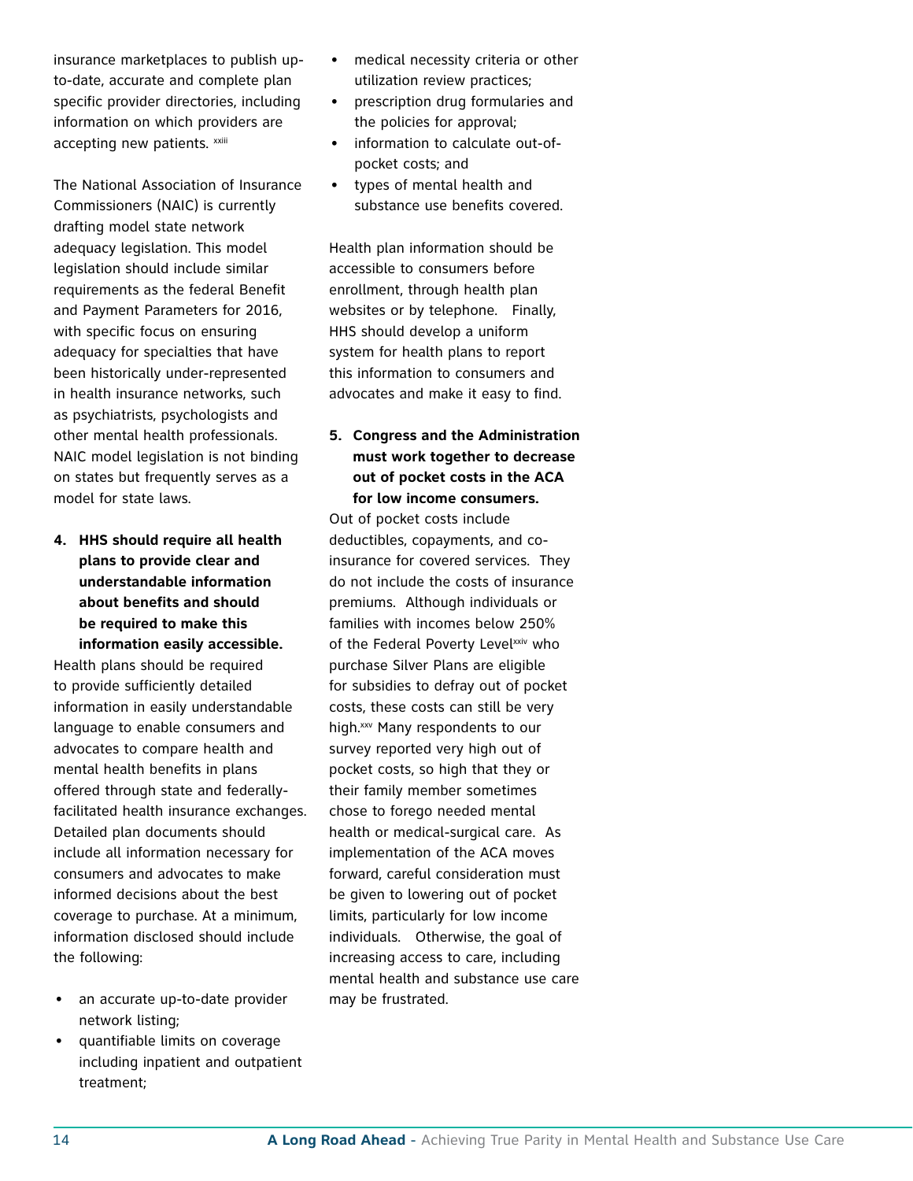insurance marketplaces to publish up-to-date, accurate and complete plan specific provider directories, including information on which providers are accepting new patients. [xxiii]

The National Association of Insurance Commissioners (NAIC) is currently drafting model state network adequacy legislation. This model legislation should include similar requirements as the federal Benefit and Payment Parameters for 2016, with specific focus on ensuring adequacy for specialties that have been historically under-represented in health insurance networks, such as psychiatrists, psychologists and other mental health professionals. NAIC model legislation is not binding on states but frequently serves as a model for state laws.

4. **HHS should require all health plans to provide clear and understandable information about benefits and should be required to make this information easily accessible.**

Health plans should be required to provide sufficiently detailed information in easily understandable language to enable consumers and advocates to compare health and mental health benefits in plans offered through state and federally-facilitated health insurance exchanges. Detailed plan documents should include all information necessary for consumers and advocates to make informed decisions about the best coverage to purchase. At a minimum, information disclosed should include the following:

- an accurate up-to-date provider network listing;
- quantifiable limits on coverage including inpatient and outpatient treatment;
- medical necessity criteria or other utilization review practices;
- prescription drug formularies and the policies for approval;
- information to calculate out-of-pocket costs; and
- types of mental health and substance use benefits covered.

Health plan information should be accessible to consumers before enrollment, through health plan websites or by telephone. Finally, HHS should develop a uniform system for health plans to report this information to consumers and advocates and make it easy to find.

5. **Congress and the Administration must work together to decrease out of pocket costs in the ACA for low income consumers.**

Out of pocket costs include deductibles, copayments, and co-insurance for covered services. They do not include the costs of insurance premiums. Although individuals or families with incomes below 250% of the Federal Poverty Level[xxiv] who purchase Silver Plans are eligible for subsidies to defray out of pocket costs, these costs can still be very high.[xxv] Many respondents to our survey reported very high out of pocket costs, so high that they or their family member sometimes chose to forego needed mental health or medical-surgical care. As implementation of the ACA moves forward, careful consideration must be given to lowering out of pocket limits, particularly for low income individuals. Otherwise, the goal of increasing access to care, including mental health and substance use care may be frustrated.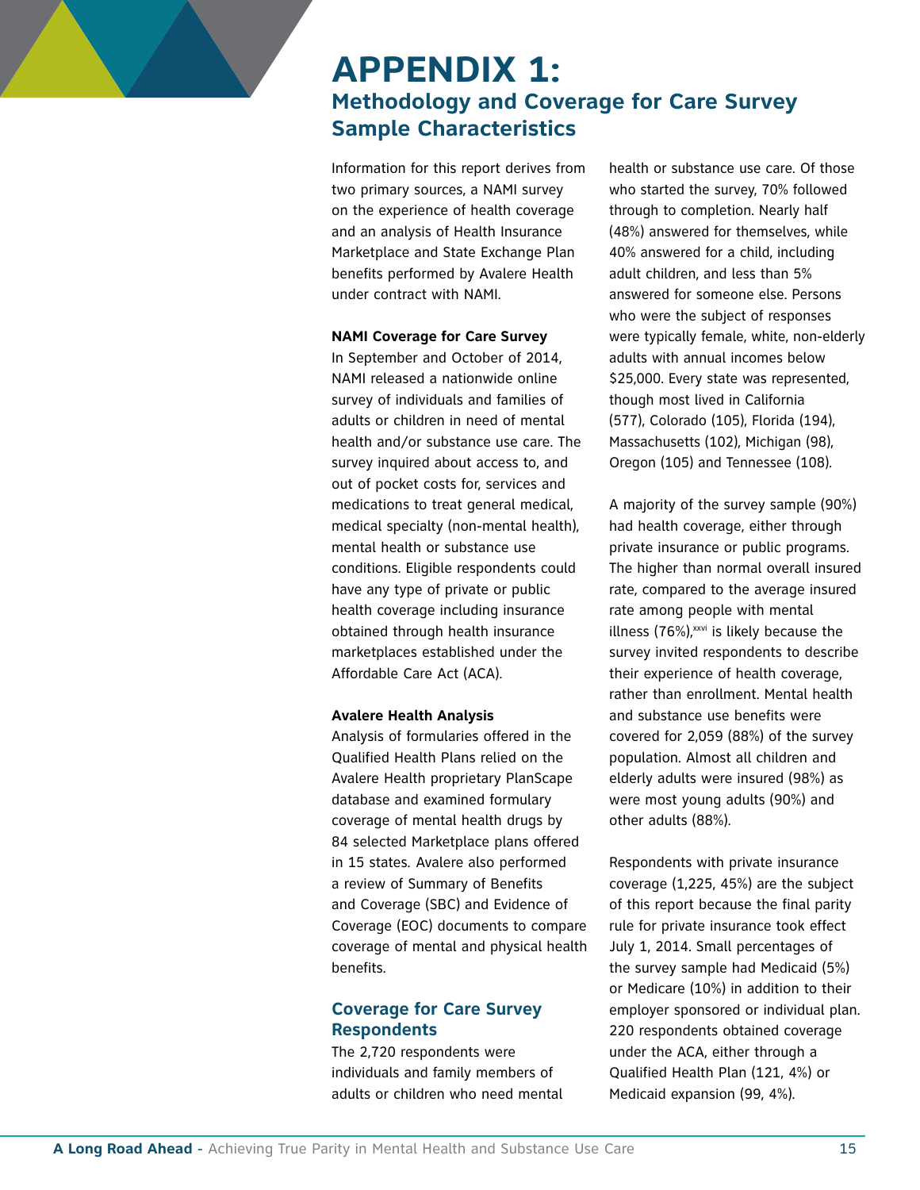# APPENDIX 1:

## Methodology and Coverage for Care Survey Sample Characteristics

Information for this report derives from two primary sources, a NAMI survey on the experience of health coverage and an analysis of Health Insurance Marketplace and State Exchange Plan benefits performed by Avalere Health under contract with NAMI.

**NAMI Coverage for Care Survey**

In September and October of 2014, NAMI released a nationwide online survey of individuals and families of adults or children in need of mental health and/or substance use care. The survey inquired about access to, and out of pocket costs for, services and medications to treat general medical, medical specialty (non-mental health), mental health or substance use conditions. Eligible respondents could have any type of private or public health coverage including insurance obtained through health insurance marketplaces established under the Affordable Care Act (ACA).

**Avalere Health Analysis**

Analysis of formularies offered in the Qualified Health Plans relied on the Avalere Health proprietary PlanScape database and examined formulary coverage of mental health drugs by 84 selected Marketplace plans offered in 15 states. Avalere also performed a review of Summary of Benefits and Coverage (SBC) and Evidence of Coverage (EOC) documents to compare coverage of mental and physical health benefits.

### Coverage for Care Survey Respondents

The 2,720 respondents were individuals and family members of adults or children who need mental health or substance use care. Of those who started the survey, 70% followed through to completion. Nearly half (48%) answered for themselves, while 40% answered for a child, including adult children, and less than 5% answered for someone else. Persons who were the subject of responses were typically female, white, non-elderly adults with annual incomes below $25,000. Every state was represented, though most lived in California (577), Colorado (105), Florida (194), Massachusetts (102), Michigan (98), Oregon (105) and Tennessee (108).

A majority of the survey sample (90%) had health coverage, either through private insurance or public programs. The higher than normal overall insured rate, compared to the average insured rate among people with mental illness (76%),[xxvi] is likely because the survey invited respondents to describe their experience of health coverage, rather than enrollment. Mental health and substance use benefits were covered for 2,059 (88%) of the survey population. Almost all children and elderly adults were insured (98%) as were most young adults (90%) and other adults (88%).

Respondents with private insurance coverage (1,225, 45%) are the subject of this report because the final parity rule for private insurance took effect July 1, 2014. Small percentages of the survey sample had Medicaid (5%) or Medicare (10%) in addition to their employer sponsored or individual plan. 220 respondents obtained coverage under the ACA, either through a Qualified Health Plan (121, 4%) or Medicaid expansion (99, 4%).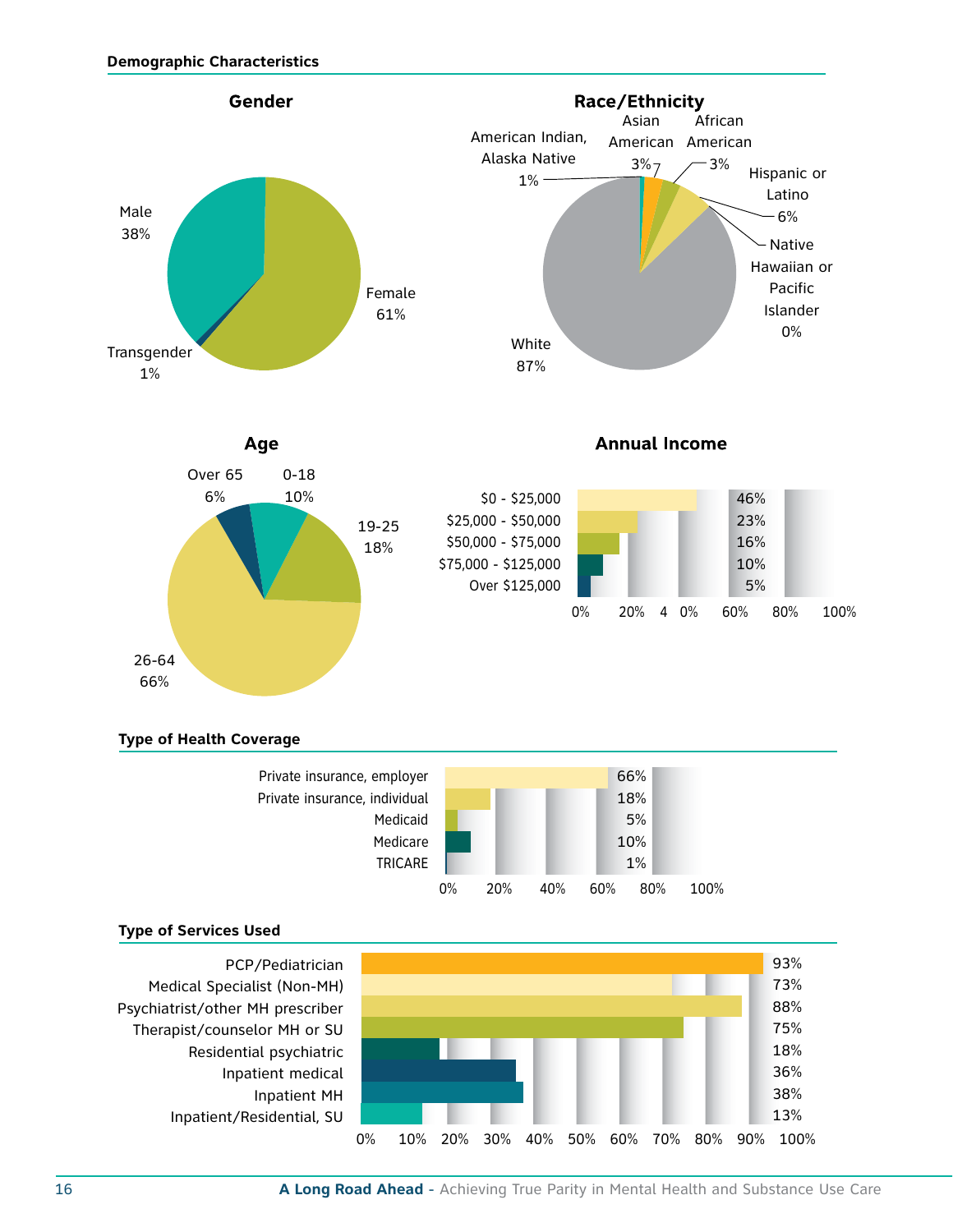**Demographic Characteristics**

### Gender

| Gender | Percent |
|---|---|
| Male | 38% |
| Female | 61% |
| Transgender | 1% |

### Race/Ethnicity

| Race/Ethnicity | Percent |
|---|---|
| American Indian, Alaska Native | 1% |
| Asian American | 3% |
| African American | 3% |
| Hispanic or Latino | 6% |
| Native Hawaiian or Pacific Islander | 0% |
| White | 87% |

### Age

| Age | Percent |
|---|---|
| 0-18 | 10% |
| 19-25 | 18% |
| 26-64 | 66% |
| Over 65 | 6% |

### Annual Income

| Annual Income | Percent |
|---|---|
| $0 - $25,000 | 46% |
| $25,000 - $50,000 | 23% |
| $50,000 - $75,000 | 16% |
| $75,000 - $125,000 | 10% |
| Over $125,000 | 5% |

**Type of Health Coverage**

| Type of Health Coverage | Percent |
|---|---|
| Private insurance, employer | 66% |
| Private insurance, individual | 18% |
| Medicaid | 5% |
| Medicare | 10% |
| TRICARE | 1% |

**Type of Services Used**

| Type of Services Used | Percent |
|---|---|
| PCP/Pediatrician | 93% |
| Medical Specialist (Non-MH) | 73% |
| Psychiatrist/other MH prescriber | 88% |
| Therapist/counselor MH or SU | 75% |
| Residential psychiatric | 18% |
| Inpatient medical | 36% |
| Inpatient MH | 38% |
| Inpatient/Residential, SU | 13% |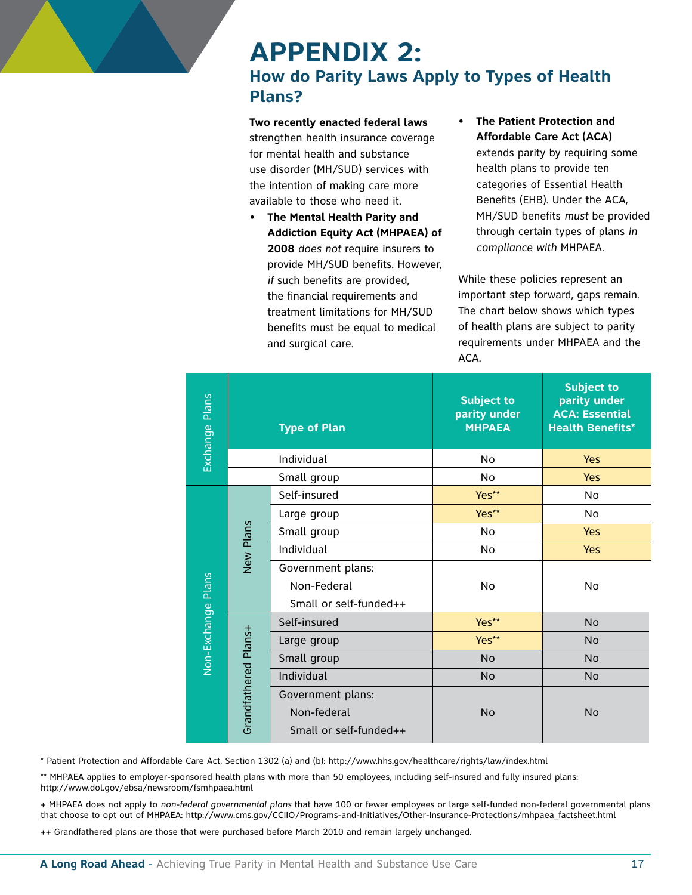# APPENDIX 2:

## How do Parity Laws Apply to Types of Health Plans?

**Two recently enacted federal laws** strengthen health insurance coverage for mental health and substance use disorder (MH/SUD) services with the intention of making care more available to those who need it.

- **The Mental Health Parity and Addiction Equity Act (MHPAEA) of 2008** *does not* require insurers to provide MH/SUD benefits. However, *if* such benefits are provided, the financial requirements and treatment limitations for MH/SUD benefits must be equal to medical and surgical care.
- **The Patient Protection and Affordable Care Act (ACA)** extends parity by requiring some health plans to provide ten categories of Essential Health Benefits (EHB). Under the ACA, MH/SUD benefits *must* be provided through certain types of plans *in compliance with* MHPAEA.

While these policies represent an important step forward, gaps remain. The chart below shows which types of health plans are subject to parity requirements under MHPAEA and the ACA.

| | | Type of Plan | Subject to parity under MHPAEA | Subject to parity under ACA: Essential Health Benefits* |
|---|---|---|---|---|
| Exchange Plans | | Individual | No | Yes |
| | | Small group | No | Yes |
| Non-Exchange Plans | New Plans | Self-insured | Yes** | No |
| | | Large group | Yes** | No |
| | | Small group | No | Yes |
| | | Individual | No | Yes |
| | | Government plans: Non-Federal Small or self-funded++ | No | No |
| | Grandfathered Plans+ | Self-insured | Yes** | No |
| | | Large group | Yes** | No |
| | | Small group | No | No |
| | | Individual | No | No |
| | | Government plans: Non-federal Small or self-funded++ | No | No |

\* Patient Protection and Affordable Care Act, Section 1302 (a) and (b): http://www.hhs.gov/healthcare/rights/law/index.html

\*\* MHPAEA applies to employer-sponsored health plans with more than 50 employees, including self-insured and fully insured plans: http://www.dol.gov/ebsa/newsroom/fsmhpaea.html

\+ MHPAEA does not apply to *non-federal governmental plans* that have 100 or fewer employees or large self-funded non-federal governmental plans that choose to opt out of MHPAEA: http://www.cms.gov/CCIIO/Programs-and-Initiatives/Other-Insurance-Protections/mhpaea_factsheet.html

++ Grandfathered plans are those that were purchased before March 2010 and remain largely unchanged.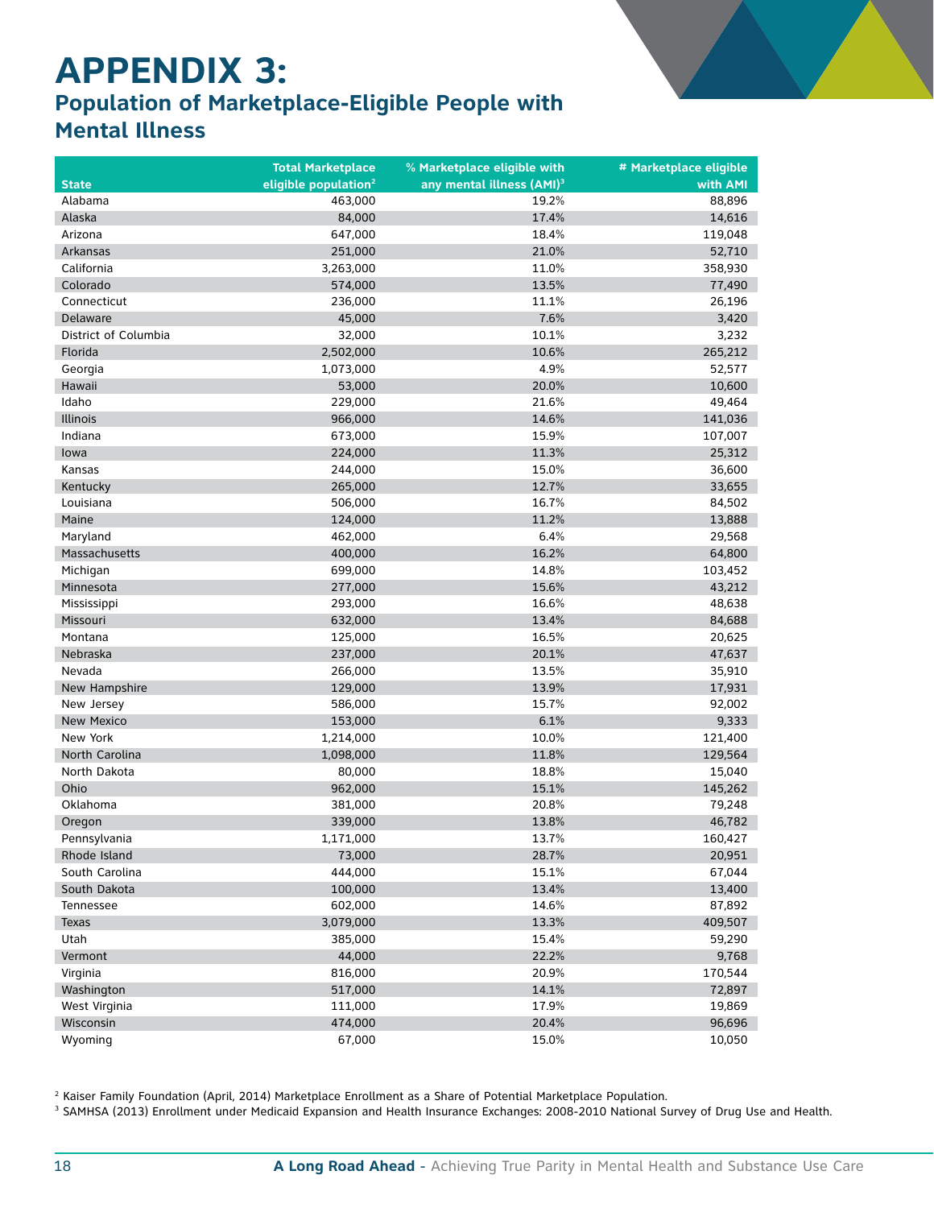# APPENDIX 3:

## Population of Marketplace-Eligible People with Mental Illness

| State | Total Marketplace eligible population[2] | % Marketplace eligible with any mental illness (AMI)[3] | # Marketplace eligible with AMI |
|---|---|---|---|
| Alabama | 463,000 | 19.2% | 88,896 |
| Alaska | 84,000 | 17.4% | 14,616 |
| Arizona | 647,000 | 18.4% | 119,048 |
| Arkansas | 251,000 | 21.0% | 52,710 |
| California | 3,263,000 | 11.0% | 358,930 |
| Colorado | 574,000 | 13.5% | 77,490 |
| Connecticut | 236,000 | 11.1% | 26,196 |
| Delaware | 45,000 | 7.6% | 3,420 |
| District of Columbia | 32,000 | 10.1% | 3,232 |
| Florida | 2,502,000 | 10.6% | 265,212 |
| Georgia | 1,073,000 | 4.9% | 52,577 |
| Hawaii | 53,000 | 20.0% | 10,600 |
| Idaho | 229,000 | 21.6% | 49,464 |
| Illinois | 966,000 | 14.6% | 141,036 |
| Indiana | 673,000 | 15.9% | 107,007 |
| Iowa | 224,000 | 11.3% | 25,312 |
| Kansas | 244,000 | 15.0% | 36,600 |
| Kentucky | 265,000 | 12.7% | 33,655 |
| Louisiana | 506,000 | 16.7% | 84,502 |
| Maine | 124,000 | 11.2% | 13,888 |
| Maryland | 462,000 | 6.4% | 29,568 |
| Massachusetts | 400,000 | 16.2% | 64,800 |
| Michigan | 699,000 | 14.8% | 103,452 |
| Minnesota | 277,000 | 15.6% | 43,212 |
| Mississippi | 293,000 | 16.6% | 48,638 |
| Missouri | 632,000 | 13.4% | 84,688 |
| Montana | 125,000 | 16.5% | 20,625 |
| Nebraska | 237,000 | 20.1% | 47,637 |
| Nevada | 266,000 | 13.5% | 35,910 |
| New Hampshire | 129,000 | 13.9% | 17,931 |
| New Jersey | 586,000 | 15.7% | 92,002 |
| New Mexico | 153,000 | 6.1% | 9,333 |
| New York | 1,214,000 | 10.0% | 121,400 |
| North Carolina | 1,098,000 | 11.8% | 129,564 |
| North Dakota | 80,000 | 18.8% | 15,040 |
| Ohio | 962,000 | 15.1% | 145,262 |
| Oklahoma | 381,000 | 20.8% | 79,248 |
| Oregon | 339,000 | 13.8% | 46,782 |
| Pennsylvania | 1,171,000 | 13.7% | 160,427 |
| Rhode Island | 73,000 | 28.7% | 20,951 |
| South Carolina | 444,000 | 15.1% | 67,044 |
| South Dakota | 100,000 | 13.4% | 13,400 |
| Tennessee | 602,000 | 14.6% | 87,892 |
| Texas | 3,079,000 | 13.3% | 409,507 |
| Utah | 385,000 | 15.4% | 59,290 |
| Vermont | 44,000 | 22.2% | 9,768 |
| Virginia | 816,000 | 20.9% | 170,544 |
| Washington | 517,000 | 14.1% | 72,897 |
| West Virginia | 111,000 | 17.9% | 19,869 |
| Wisconsin | 474,000 | 20.4% | 96,696 |
| Wyoming | 67,000 | 15.0% | 10,050 |

[2] Kaiser Family Foundation (April, 2014) Marketplace Enrollment as a Share of Potential Marketplace Population.

[3] SAMHSA (2013) Enrollment under Medicaid Expansion and Health Insurance Exchanges: 2008-2010 National Survey of Drug Use and Health.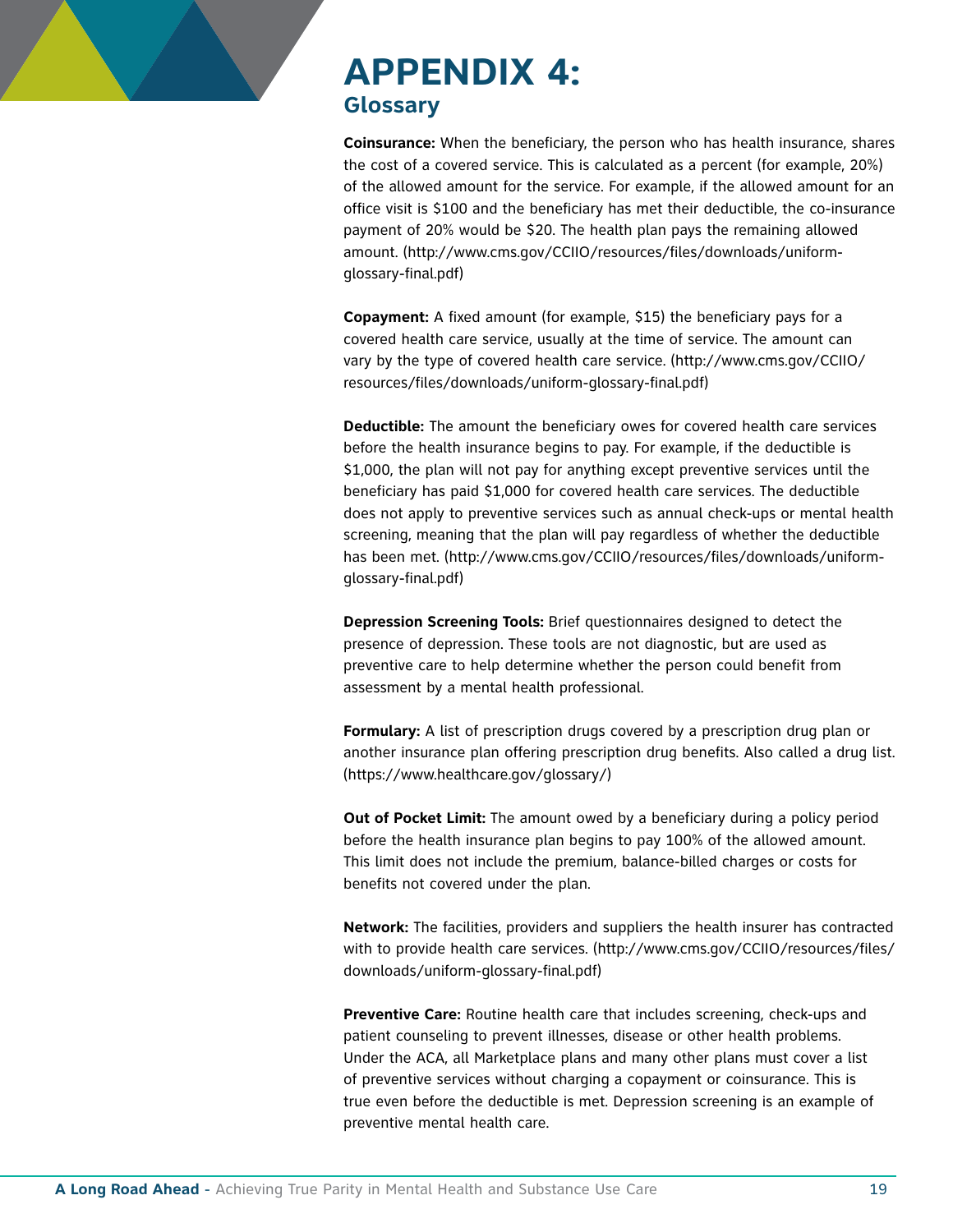# APPENDIX 4:

## Glossary

**Coinsurance:** When the beneficiary, the person who has health insurance, shares the cost of a covered service. This is calculated as a percent (for example, 20%) of the allowed amount for the service. For example, if the allowed amount for an office visit is $100 and the beneficiary has met their deductible, the co-insurance payment of 20% would be $20. The health plan pays the remaining allowed amount. (http://www.cms.gov/CCIIO/resources/files/downloads/uniform-glossary-final.pdf)

**Copayment:** A fixed amount (for example, $15) the beneficiary pays for a covered health care service, usually at the time of service. The amount can vary by the type of covered health care service. (http://www.cms.gov/CCIIO/resources/files/downloads/uniform-glossary-final.pdf)

**Deductible:** The amount the beneficiary owes for covered health care services before the health insurance begins to pay. For example, if the deductible is $1,000, the plan will not pay for anything except preventive services until the beneficiary has paid $1,000 for covered health care services. The deductible does not apply to preventive services such as annual check-ups or mental health screening, meaning that the plan will pay regardless of whether the deductible has been met. (http://www.cms.gov/CCIIO/resources/files/downloads/uniform-glossary-final.pdf)

**Depression Screening Tools:** Brief questionnaires designed to detect the presence of depression. These tools are not diagnostic, but are used as preventive care to help determine whether the person could benefit from assessment by a mental health professional.

**Formulary:** A list of prescription drugs covered by a prescription drug plan or another insurance plan offering prescription drug benefits. Also called a drug list. (https://www.healthcare.gov/glossary/)

**Out of Pocket Limit:** The amount owed by a beneficiary during a policy period before the health insurance plan begins to pay 100% of the allowed amount. This limit does not include the premium, balance-billed charges or costs for benefits not covered under the plan.

**Network:** The facilities, providers and suppliers the health insurer has contracted with to provide health care services. (http://www.cms.gov/CCIIO/resources/files/downloads/uniform-glossary-final.pdf)

**Preventive Care:** Routine health care that includes screening, check-ups and patient counseling to prevent illnesses, disease or other health problems. Under the ACA, all Marketplace plans and many other plans must cover a list of preventive services without charging a copayment or coinsurance. This is true even before the deductible is met. Depression screening is an example of preventive mental health care.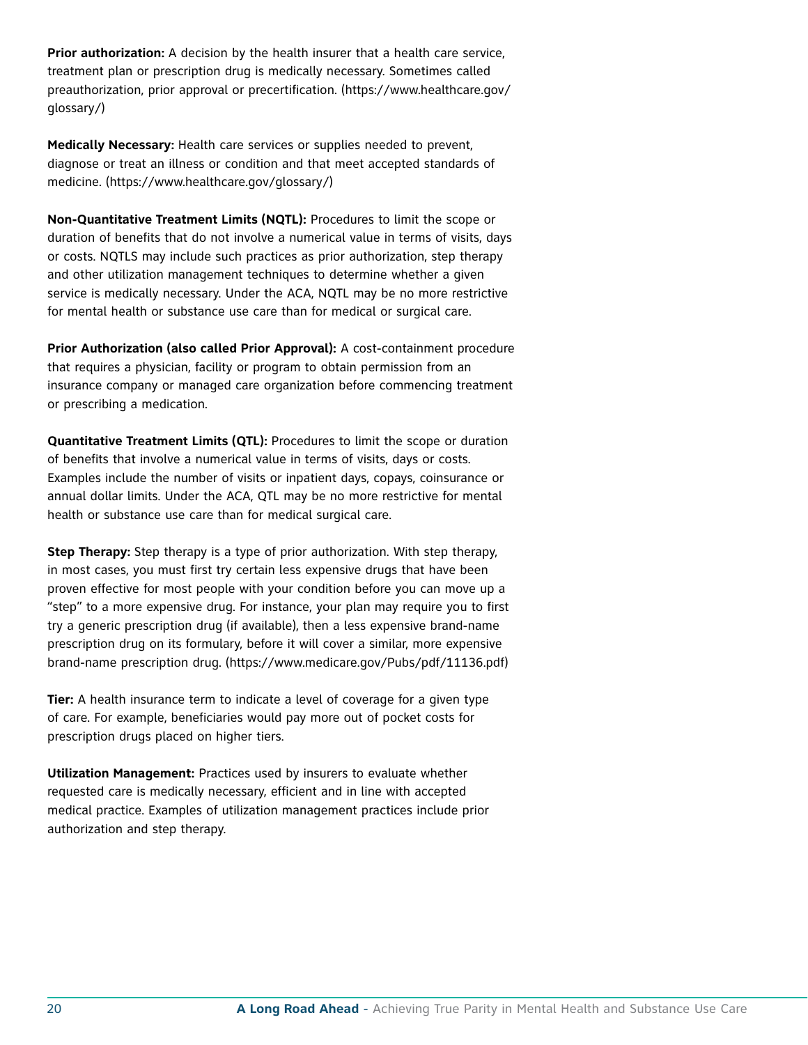**Prior authorization:** A decision by the health insurer that a health care service, treatment plan or prescription drug is medically necessary. Sometimes called preauthorization, prior approval or precertification. (https://www.healthcare.gov/glossary/)

**Medically Necessary:** Health care services or supplies needed to prevent, diagnose or treat an illness or condition and that meet accepted standards of medicine. (https://www.healthcare.gov/glossary/)

**Non-Quantitative Treatment Limits (NQTL):** Procedures to limit the scope or duration of benefits that do not involve a numerical value in terms of visits, days or costs. NQTLS may include such practices as prior authorization, step therapy and other utilization management techniques to determine whether a given service is medically necessary. Under the ACA, NQTL may be no more restrictive for mental health or substance use care than for medical or surgical care.

**Prior Authorization (also called Prior Approval):** A cost-containment procedure that requires a physician, facility or program to obtain permission from an insurance company or managed care organization before commencing treatment or prescribing a medication.

**Quantitative Treatment Limits (QTL):** Procedures to limit the scope or duration of benefits that involve a numerical value in terms of visits, days or costs. Examples include the number of visits or inpatient days, copays, coinsurance or annual dollar limits. Under the ACA, QTL may be no more restrictive for mental health or substance use care than for medical surgical care.

**Step Therapy:** Step therapy is a type of prior authorization. With step therapy, in most cases, you must first try certain less expensive drugs that have been proven effective for most people with your condition before you can move up a "step" to a more expensive drug. For instance, your plan may require you to first try a generic prescription drug (if available), then a less expensive brand-name prescription drug on its formulary, before it will cover a similar, more expensive brand-name prescription drug. (https://www.medicare.gov/Pubs/pdf/11136.pdf)

**Tier:** A health insurance term to indicate a level of coverage for a given type of care. For example, beneficiaries would pay more out of pocket costs for prescription drugs placed on higher tiers.

**Utilization Management:** Practices used by insurers to evaluate whether requested care is medically necessary, efficient and in line with accepted medical practice. Examples of utilization management practices include prior authorization and step therapy.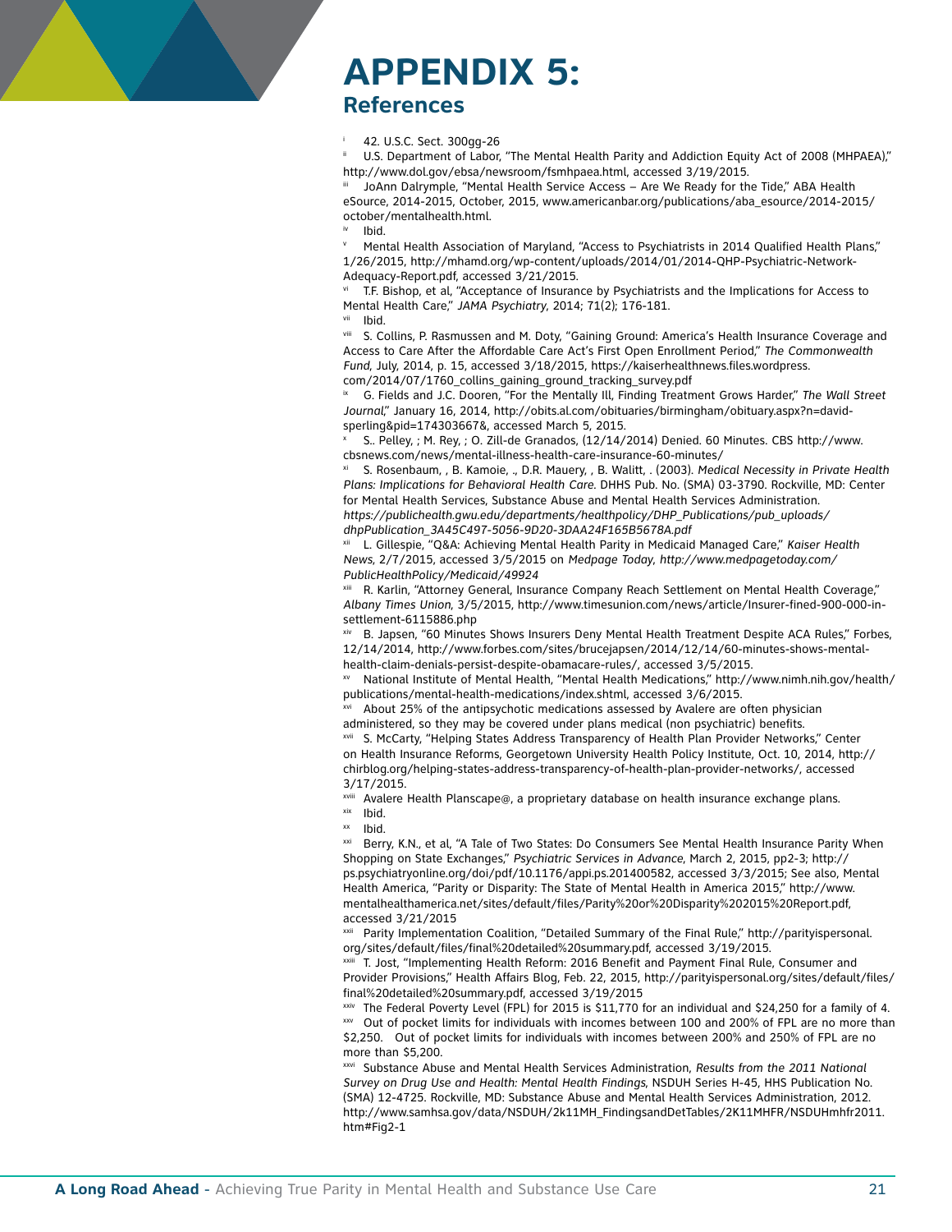# APPENDIX 5:

## References

[i] 42. U.S.C. Sect. 300gg-26

[ii] U.S. Department of Labor, "The Mental Health Parity and Addiction Equity Act of 2008 (MHPAEA)," http://www.dol.gov/ebsa/newsroom/fsmhpaea.html, accessed 3/19/2015.

[iii] JoAnn Dalrymple, "Mental Health Service Access – Are We Ready for the Tide," ABA Health eSource, 2014-2015, October, 2015, www.americanbar.org/publications/aba_esource/2014-2015/october/mentalhealth.html.

[iv] Ibid.

[v] Mental Health Association of Maryland, "Access to Psychiatrists in 2014 Qualified Health Plans," 1/26/2015, http://mhamd.org/wp-content/uploads/2014/01/2014-QHP-Psychiatric-Network-Adequacy-Report.pdf, accessed 3/21/2015.

[vi] T.F. Bishop, et al, "Acceptance of Insurance by Psychiatrists and the Implications for Access to Mental Health Care," *JAMA Psychiatry*, 2014; 71(2); 176-181.

[vii] Ibid.

[viii] S. Collins, P. Rasmussen and M. Doty, "Gaining Ground: America's Health Insurance Coverage and Access to Care After the Affordable Care Act's First Open Enrollment Period," *The Commonwealth Fund*, July, 2014, p. 15, accessed 3/18/2015, https://kaiserhealthnews.files.wordpress.com/2014/07/1760_collins_gaining_ground_tracking_survey.pdf

[ix] G. Fields and J.C. Dooren, "For the Mentally Ill, Finding Treatment Grows Harder," *The Wall Street Journal*," January 16, 2014, http://obits.al.com/obituaries/birmingham/obituary.aspx?n=david-sperling&pid=174303667&, accessed March 5, 2015.

[x] S.. Pelley, ; M. Rey, ; O. Zill-de Granados, (12/14/2014) Denied. 60 Minutes. CBS http://www.cbsnews.com/news/mental-illness-health-care-insurance-60-minutes/

[xi] S. Rosenbaum, , B. Kamoie, ., D.R. Mauery, , B. Walitt, . (2003). *Medical Necessity in Private Health Plans: Implications for Behavioral Health Care.* DHHS Pub. No. (SMA) 03-3790. Rockville, MD: Center for Mental Health Services, Substance Abuse and Mental Health Services Administration. *https://publichealth.gwu.edu/departments/healthpolicy/DHP_Publications/pub_uploads/dhpPublication_3A45C497-5056-9D20-3DAA24F165B5678A.pdf*

[xii] L. Gillespie, "Q&A: Achieving Mental Health Parity in Medicaid Managed Care," *Kaiser Health News*, 2/7/2015, accessed 3/5/2015 on *Medpage Today*, *http://www.medpagetoday.com/PublicHealthPolicy/Medicaid/49924*

[xiii] R. Karlin, "Attorney General, Insurance Company Reach Settlement on Mental Health Coverage," *Albany Times Union*, 3/5/2015, http://www.timesunion.com/news/article/Insurer-fined-900-000-in-settlement-6115886.php

[xiv] B. Japsen, "60 Minutes Shows Insurers Deny Mental Health Treatment Despite ACA Rules," Forbes, 12/14/2014, http://www.forbes.com/sites/brucejapsen/2014/12/14/60-minutes-shows-mental-health-claim-denials-persist-despite-obamacare-rules/, accessed 3/5/2015.

[xv] National Institute of Mental Health, "Mental Health Medications," http://www.nimh.nih.gov/health/publications/mental-health-medications/index.shtml, accessed 3/6/2015.

[xvi] About 25% of the antipsychotic medications assessed by Avalere are often physician administered, so they may be covered under plans medical (non psychiatric) benefits.

[xvii] S. McCarty, "Helping States Address Transparency of Health Plan Provider Networks," Center on Health Insurance Reforms, Georgetown University Health Policy Institute, Oct. 10, 2014, http://chirblog.org/helping-states-address-transparency-of-health-plan-provider-networks/, accessed 3/17/2015.

[xviii] Avalere Health Planscape@, a proprietary database on health insurance exchange plans.

[xix] Ibid.

[xx] Ibid.

[xxi] Berry, K.N., et al, "A Tale of Two States: Do Consumers See Mental Health Insurance Parity When Shopping on State Exchanges," *Psychiatric Services in Advance*, March 2, 2015, pp2-3; http://ps.psychiatryonline.org/doi/pdf/10.1176/appi.ps.201400582, accessed 3/3/2015; See also, Mental Health America, "Parity or Disparity: The State of Mental Health in America 2015," http://www.mentalhealthamerica.net/sites/default/files/Parity%20or%20Disparity%202015%20Report.pdf, accessed 3/21/2015

[xxii] Parity Implementation Coalition, "Detailed Summary of the Final Rule," http://parityispersonal.org/sites/default/files/final%20detailed%20summary.pdf, accessed 3/19/2015.

[xxiii] T. Jost, "Implementing Health Reform: 2016 Benefit and Payment Final Rule, Consumer and Provider Provisions," Health Affairs Blog, Feb. 22, 2015, http://parityispersonal.org/sites/default/files/final%20detailed%20summary.pdf, accessed 3/19/2015

[xxiv] The Federal Poverty Level (FPL) for 2015 is $11,770 for an individual and $24,250 for a family of 4.

[xxv] Out of pocket limits for individuals with incomes between 100 and 200% of FPL are no more than $2,250. Out of pocket limits for individuals with incomes between 200% and 250% of FPL are no more than $5,200.

[xxvi] Substance Abuse and Mental Health Services Administration, *Results from the 2011 National Survey on Drug Use and Health: Mental Health Findings*, NSDUH Series H-45, HHS Publication No. (SMA) 12-4725. Rockville, MD: Substance Abuse and Mental Health Services Administration, 2012. http://www.samhsa.gov/data/NSDUH/2k11MH_FindingsandDetTables/2K11MHFR/NSDUHmhfr2011.htm#Fig2-1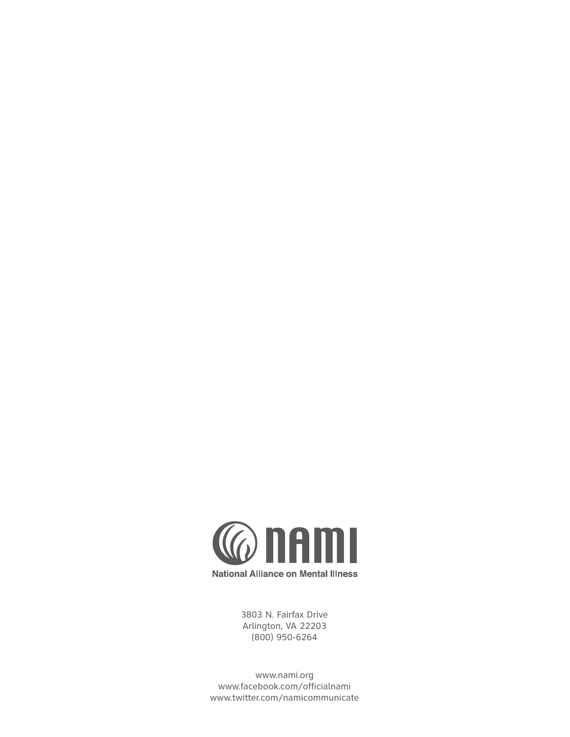NAMI

National Alliance on Mental Illness

3803 N. Fairfax Drive
Arlington, VA 22203
(800) 950-6264

www.nami.org
www.facebook.com/officialnami
www.twitter.com/namicommunicate